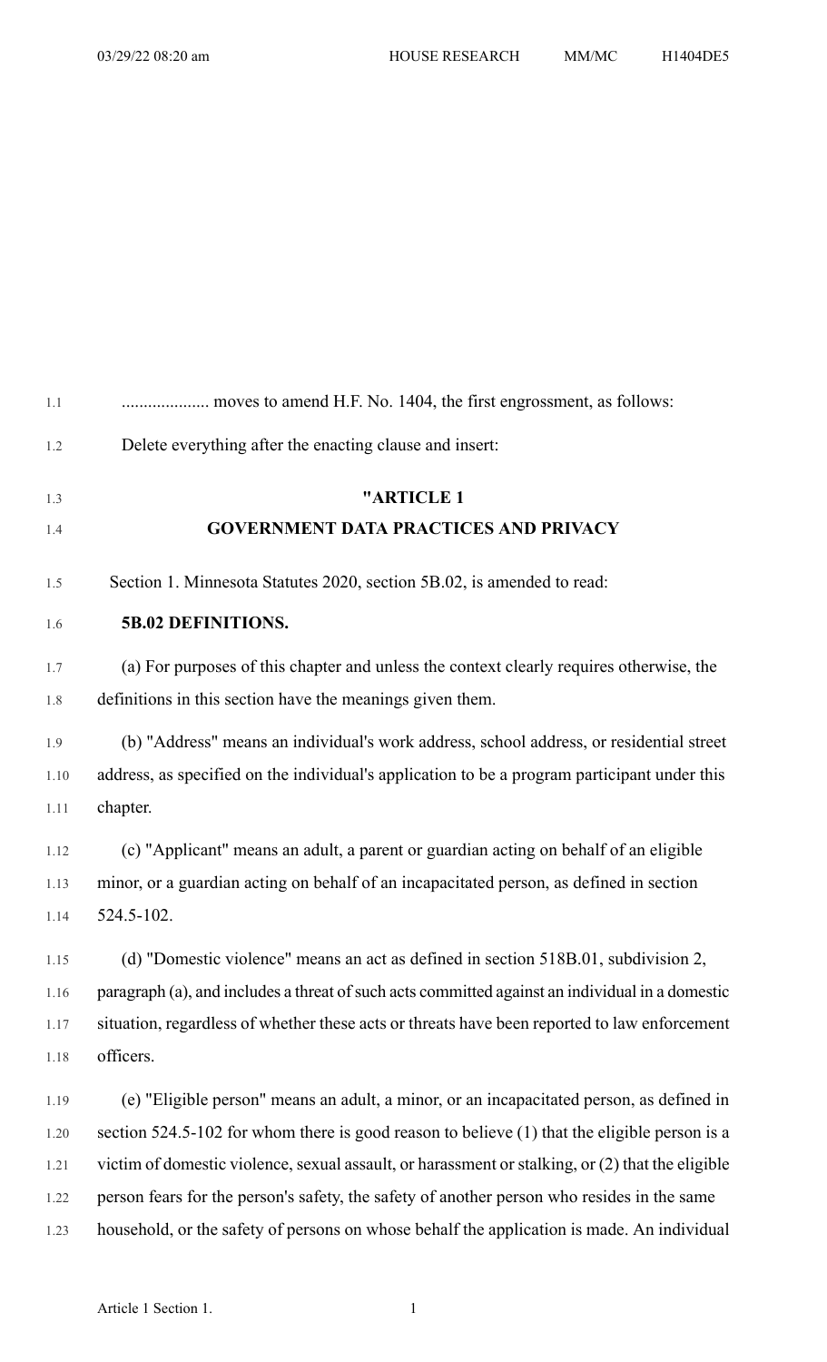.................... moves to amend H.F. No. 1404, the first engrossment, as follows:

Delete everything after the enacting clause and insert:

## "ARTICLE 1
## GOVERNMENT DATA PRACTICES AND PRIVACY

Section 1. Minnesota Statutes 2020, section 5B.02, is amended to read:

**5B.02 DEFINITIONS.**

(a) For purposes of this chapter and unless the context clearly requires otherwise, the definitions in this section have the meanings given them.

(b) "Address" means an individual's work address, school address, or residential street address, as specified on the individual's application to be a program participant under this chapter.

(c) "Applicant" means an adult, a parent or guardian acting on behalf of an eligible minor, or a guardian acting on behalf of an incapacitated person, as defined in section 524.5-102.

(d) "Domestic violence" means an act as defined in section 518B.01, subdivision 2, paragraph (a), and includes a threat of such acts committed against an individual in a domestic situation, regardless of whether these acts or threats have been reported to law enforcement officers.

(e) "Eligible person" means an adult, a minor, or an incapacitated person, as defined in section 524.5-102 for whom there is good reason to believe (1) that the eligible person is a victim of domestic violence, sexual assault, or harassment or stalking, or (2) that the eligible person fears for the person's safety, the safety of another person who resides in the same household, or the safety of persons on whose behalf the application is made. An individual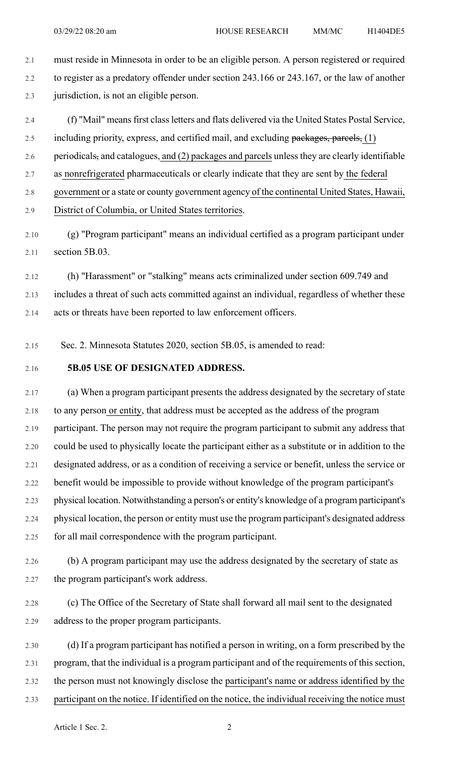must reside in Minnesota in order to be an eligible person. A person registered or required to register as a predatory offender under section 243.166 or 243.167, or the law of another jurisdiction, is not an eligible person.

(f) "Mail" means first class letters and flats delivered via the United States Postal Service, including priority, express, and certified mail, and excluding ~~packages, parcels,~~ (1) periodicals~~,~~ and catalogues, and (2) packages and parcels unless they are clearly identifiable as nonrefrigerated pharmaceuticals or clearly indicate that they are sent by the federal government or a state or county government agency of the continental United States, Hawaii, District of Columbia, or United States territories.

(g) "Program participant" means an individual certified as a program participant under section 5B.03.

(h) "Harassment" or "stalking" means acts criminalized under section 609.749 and includes a threat of such acts committed against an individual, regardless of whether these acts or threats have been reported to law enforcement officers.

Sec. 2. Minnesota Statutes 2020, section 5B.05, is amended to read:

**5B.05 USE OF DESIGNATED ADDRESS.**

(a) When a program participant presents the address designated by the secretary of state to any person or entity, that address must be accepted as the address of the program participant. The person may not require the program participant to submit any address that could be used to physically locate the participant either as a substitute or in addition to the designated address, or as a condition of receiving a service or benefit, unless the service or benefit would be impossible to provide without knowledge of the program participant's physical location. Notwithstanding a person's or entity's knowledge of a program participant's physical location, the person or entity must use the program participant's designated address for all mail correspondence with the program participant.

(b) A program participant may use the address designated by the secretary of state as the program participant's work address.

(c) The Office of the Secretary of State shall forward all mail sent to the designated address to the proper program participants.

(d) If a program participant has notified a person in writing, on a form prescribed by the program, that the individual is a program participant and of the requirements of this section, the person must not knowingly disclose the participant's name or address identified by the participant on the notice. If identified on the notice, the individual receiving the notice must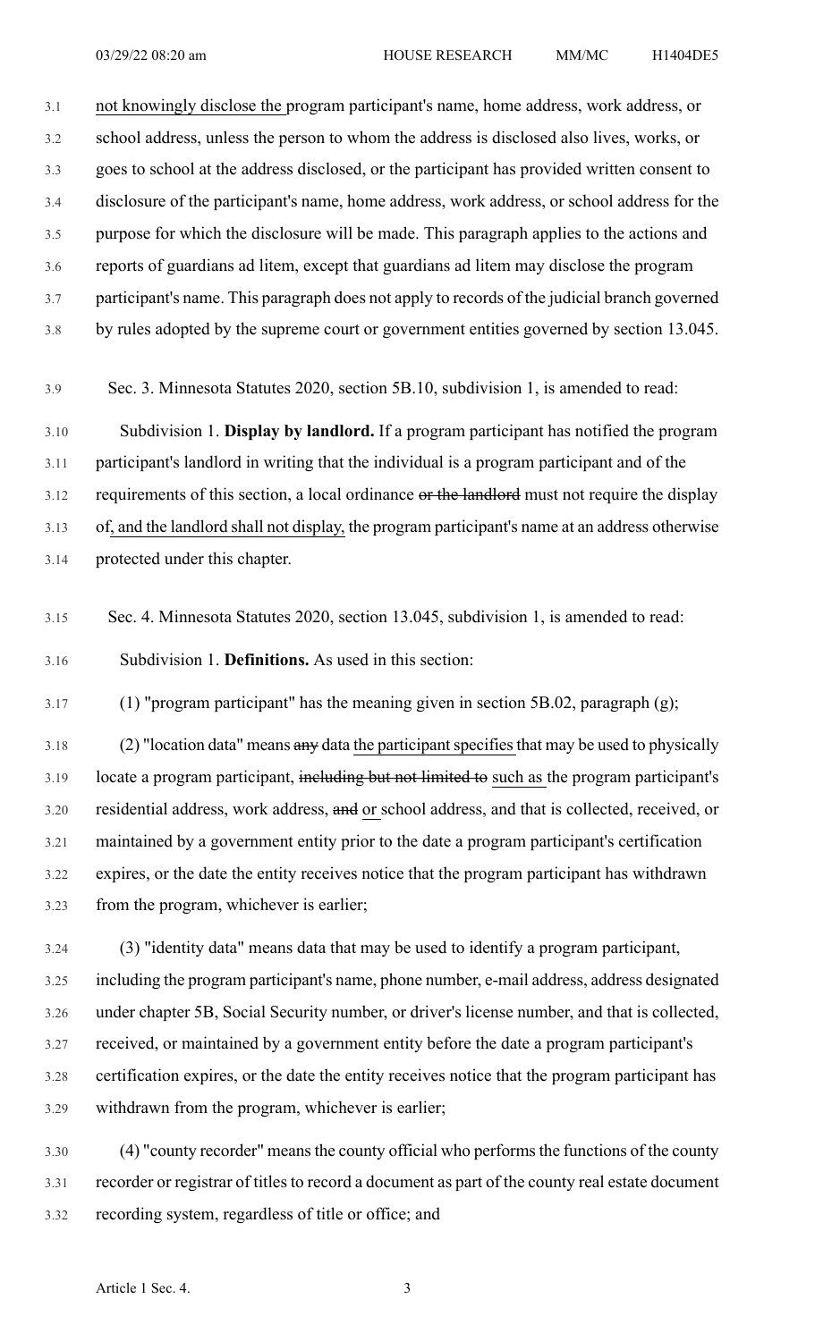not knowingly disclose the program participant's name, home address, work address, or school address, unless the person to whom the address is disclosed also lives, works, or goes to school at the address disclosed, or the participant has provided written consent to disclosure of the participant's name, home address, work address, or school address for the purpose for which the disclosure will be made. This paragraph applies to the actions and reports of guardians ad litem, except that guardians ad litem may disclose the program participant's name. This paragraph does not apply to records of the judicial branch governed by rules adopted by the supreme court or government entities governed by section 13.045.

Sec. 3. Minnesota Statutes 2020, section 5B.10, subdivision 1, is amended to read:

Subdivision 1. **Display by landlord.** If a program participant has notified the program participant's landlord in writing that the individual is a program participant and of the requirements of this section, a local ordinance ~~or the landlord~~ must not require the display of, and the landlord shall not display, the program participant's name at an address otherwise protected under this chapter.

Sec. 4. Minnesota Statutes 2020, section 13.045, subdivision 1, is amended to read:

Subdivision 1. **Definitions.** As used in this section:

(1) "program participant" has the meaning given in section 5B.02, paragraph (g);

(2) "location data" means ~~any~~ data the participant specifies that may be used to physically locate a program participant, ~~including but not limited to~~ such as the program participant's residential address, work address, ~~and~~ or school address, and that is collected, received, or maintained by a government entity prior to the date a program participant's certification expires, or the date the entity receives notice that the program participant has withdrawn from the program, whichever is earlier;

(3) "identity data" means data that may be used to identify a program participant, including the program participant's name, phone number, e-mail address, address designated under chapter 5B, Social Security number, or driver's license number, and that is collected, received, or maintained by a government entity before the date a program participant's certification expires, or the date the entity receives notice that the program participant has withdrawn from the program, whichever is earlier;

(4) "county recorder" means the county official who performs the functions of the county recorder or registrar of titles to record a document as part of the county real estate document recording system, regardless of title or office; and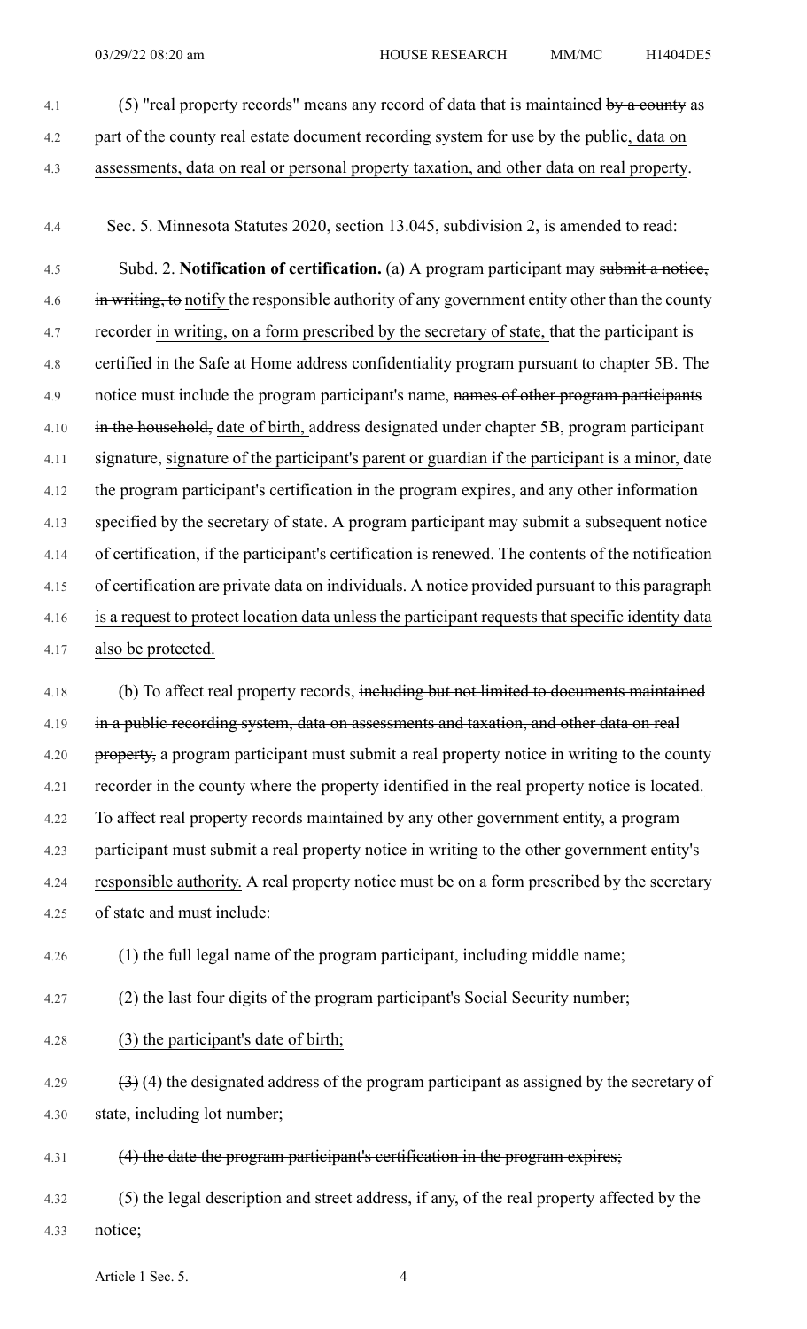(5) "real property records" means any record of data that is maintained ~~by a county~~ as part of the county real estate document recording system for use by the public, data on assessments, data on real or personal property taxation, and other data on real property.

Sec. 5. Minnesota Statutes 2020, section 13.045, subdivision 2, is amended to read:

Subd. 2. **Notification of certification.** (a) A program participant may ~~submit a notice, in writing, to~~ notify the responsible authority of any government entity other than the county recorder in writing, on a form prescribed by the secretary of state, that the participant is certified in the Safe at Home address confidentiality program pursuant to chapter 5B. The notice must include the program participant's name, ~~names of other program participants in the household,~~ date of birth, address designated under chapter 5B, program participant signature, signature of the participant's parent or guardian if the participant is a minor, date the program participant's certification in the program expires, and any other information specified by the secretary of state. A program participant may submit a subsequent notice of certification, if the participant's certification is renewed. The contents of the notification of certification are private data on individuals. A notice provided pursuant to this paragraph is a request to protect location data unless the participant requests that specific identity data also be protected.

(b) To affect real property records, ~~including but not limited to documents maintained in a public recording system, data on assessments and taxation, and other data on real property,~~ a program participant must submit a real property notice in writing to the county recorder in the county where the property identified in the real property notice is located. To affect real property records maintained by any other government entity, a program participant must submit a real property notice in writing to the other government entity's responsible authority. A real property notice must be on a form prescribed by the secretary of state and must include:

(1) the full legal name of the program participant, including middle name;

(2) the last four digits of the program participant's Social Security number;

(3) the participant's date of birth;

~~(3)~~ (4) the designated address of the program participant as assigned by the secretary of state, including lot number;

~~(4) the date the program participant's certification in the program expires;~~

(5) the legal description and street address, if any, of the real property affected by the notice;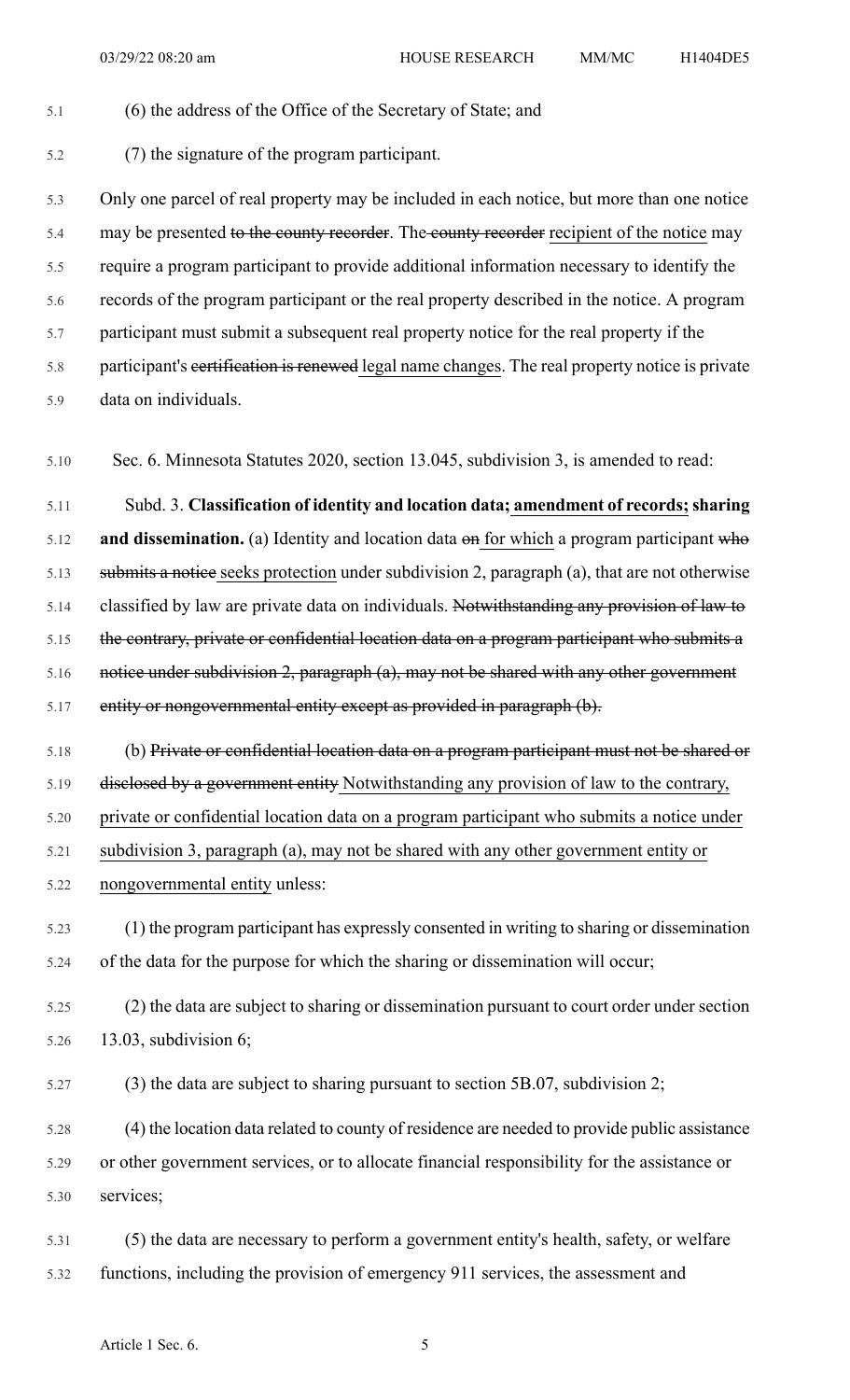(6) the address of the Office of the Secretary of State; and

(7) the signature of the program participant.

Only one parcel of real property may be included in each notice, but more than one notice may be presented ~~to the county recorder~~. The ~~county recorder~~ recipient of the notice may require a program participant to provide additional information necessary to identify the records of the program participant or the real property described in the notice. A program participant must submit a subsequent real property notice for the real property if the participant's ~~certification is renewed~~ legal name changes. The real property notice is private data on individuals.

Sec. 6. Minnesota Statutes 2020, section 13.045, subdivision 3, is amended to read:

Subd. 3. **Classification of identity and location data; amendment of records; sharing and dissemination.** (a) Identity and location data ~~on~~ for which a program participant ~~who submits a notice~~ seeks protection under subdivision 2, paragraph (a), that are not otherwise classified by law are private data on individuals. ~~Notwithstanding any provision of law to the contrary, private or confidential location data on a program participant who submits a notice under subdivision 2, paragraph (a), may not be shared with any other government entity or nongovernmental entity except as provided in paragraph (b).~~

(b) ~~Private or confidential location data on a program participant must not be shared or disclosed by a government entity~~ Notwithstanding any provision of law to the contrary, private or confidential location data on a program participant who submits a notice under subdivision 3, paragraph (a), may not be shared with any other government entity or nongovernmental entity unless:

(1) the program participant has expressly consented in writing to sharing or dissemination of the data for the purpose for which the sharing or dissemination will occur;

(2) the data are subject to sharing or dissemination pursuant to court order under section 13.03, subdivision 6;

(3) the data are subject to sharing pursuant to section 5B.07, subdivision 2;

(4) the location data related to county of residence are needed to provide public assistance or other government services, or to allocate financial responsibility for the assistance or services;

(5) the data are necessary to perform a government entity's health, safety, or welfare functions, including the provision of emergency 911 services, the assessment and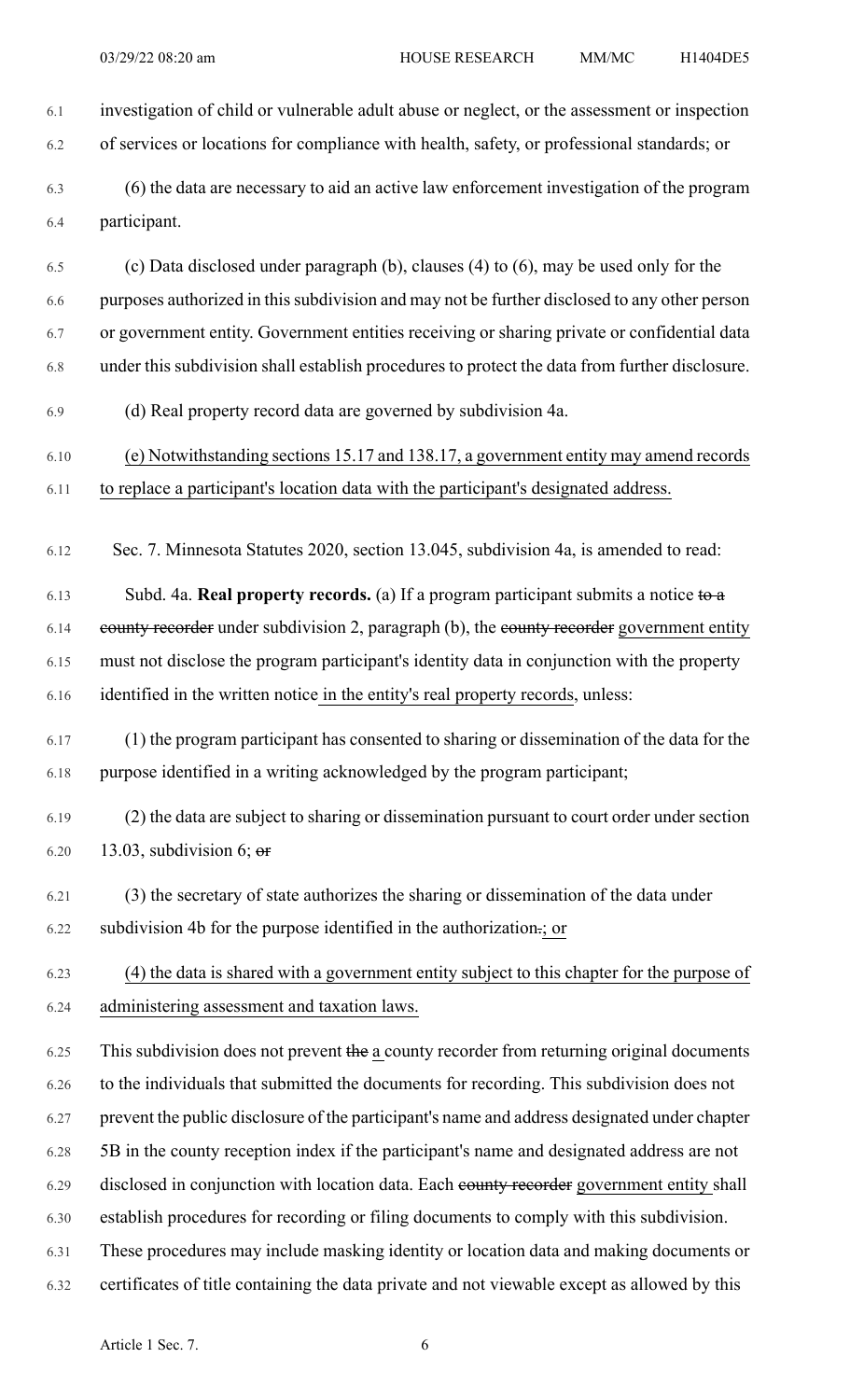investigation of child or vulnerable adult abuse or neglect, or the assessment or inspection of services or locations for compliance with health, safety, or professional standards; or

(6) the data are necessary to aid an active law enforcement investigation of the program participant.

(c) Data disclosed under paragraph (b), clauses (4) to (6), may be used only for the purposes authorized in this subdivision and may not be further disclosed to any other person or government entity. Government entities receiving or sharing private or confidential data under this subdivision shall establish procedures to protect the data from further disclosure.

(d) Real property record data are governed by subdivision 4a.

(e) Notwithstanding sections 15.17 and 138.17, a government entity may amend records to replace a participant's location data with the participant's designated address.

Sec. 7. Minnesota Statutes 2020, section 13.045, subdivision 4a, is amended to read:

Subd. 4a. **Real property records.** (a) If a program participant submits a notice ~~to a county recorder~~ under subdivision 2, paragraph (b), the ~~county recorder~~ government entity must not disclose the program participant's identity data in conjunction with the property identified in the written notice in the entity's real property records, unless:

(1) the program participant has consented to sharing or dissemination of the data for the purpose identified in a writing acknowledged by the program participant;

(2) the data are subject to sharing or dissemination pursuant to court order under section 13.03, subdivision 6; ~~or~~

(3) the secretary of state authorizes the sharing or dissemination of the data under subdivision 4b for the purpose identified in the authorization~~.~~; or

(4) the data is shared with a government entity subject to this chapter for the purpose of administering assessment and taxation laws.

This subdivision does not prevent ~~the~~ a county recorder from returning original documents to the individuals that submitted the documents for recording. This subdivision does not prevent the public disclosure of the participant's name and address designated under chapter 5B in the county reception index if the participant's name and designated address are not disclosed in conjunction with location data. Each ~~county recorder~~ government entity shall establish procedures for recording or filing documents to comply with this subdivision. These procedures may include masking identity or location data and making documents or certificates of title containing the data private and not viewable except as allowed by this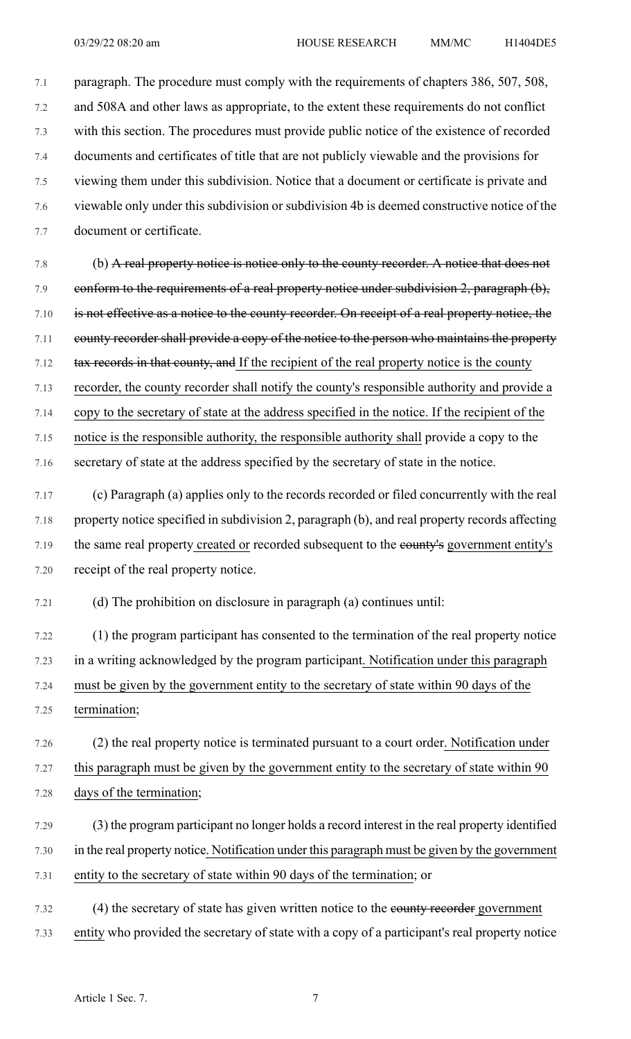paragraph. The procedure must comply with the requirements of chapters 386, 507, 508, and 508A and other laws as appropriate, to the extent these requirements do not conflict with this section. The procedures must provide public notice of the existence of recorded documents and certificates of title that are not publicly viewable and the provisions for viewing them under this subdivision. Notice that a document or certificate is private and viewable only under this subdivision or subdivision 4b is deemed constructive notice of the document or certificate.

(b) ~~A real property notice is notice only to the county recorder. A notice that does not conform to the requirements of a real property notice under subdivision 2, paragraph (b), is not effective as a notice to the county recorder. On receipt of a real property notice, the county recorder shall provide a copy of the notice to the person who maintains the property tax records in that county, and~~ If the recipient of the real property notice is the county recorder, the county recorder shall notify the county's responsible authority and provide a copy to the secretary of state at the address specified in the notice. If the recipient of the notice is the responsible authority, the responsible authority shall provide a copy to the secretary of state at the address specified by the secretary of state in the notice.

(c) Paragraph (a) applies only to the records recorded or filed concurrently with the real property notice specified in subdivision 2, paragraph (b), and real property records affecting the same real property created or recorded subsequent to the ~~county's~~ government entity's receipt of the real property notice.

(d) The prohibition on disclosure in paragraph (a) continues until:

(1) the program participant has consented to the termination of the real property notice in a writing acknowledged by the program participant. Notification under this paragraph must be given by the government entity to the secretary of state within 90 days of the termination;

(2) the real property notice is terminated pursuant to a court order. Notification under this paragraph must be given by the government entity to the secretary of state within 90 days of the termination;

(3) the program participant no longer holds a record interest in the real property identified in the real property notice. Notification under this paragraph must be given by the government entity to the secretary of state within 90 days of the termination; or

(4) the secretary of state has given written notice to the ~~county recorder~~ government entity who provided the secretary of state with a copy of a participant's real property notice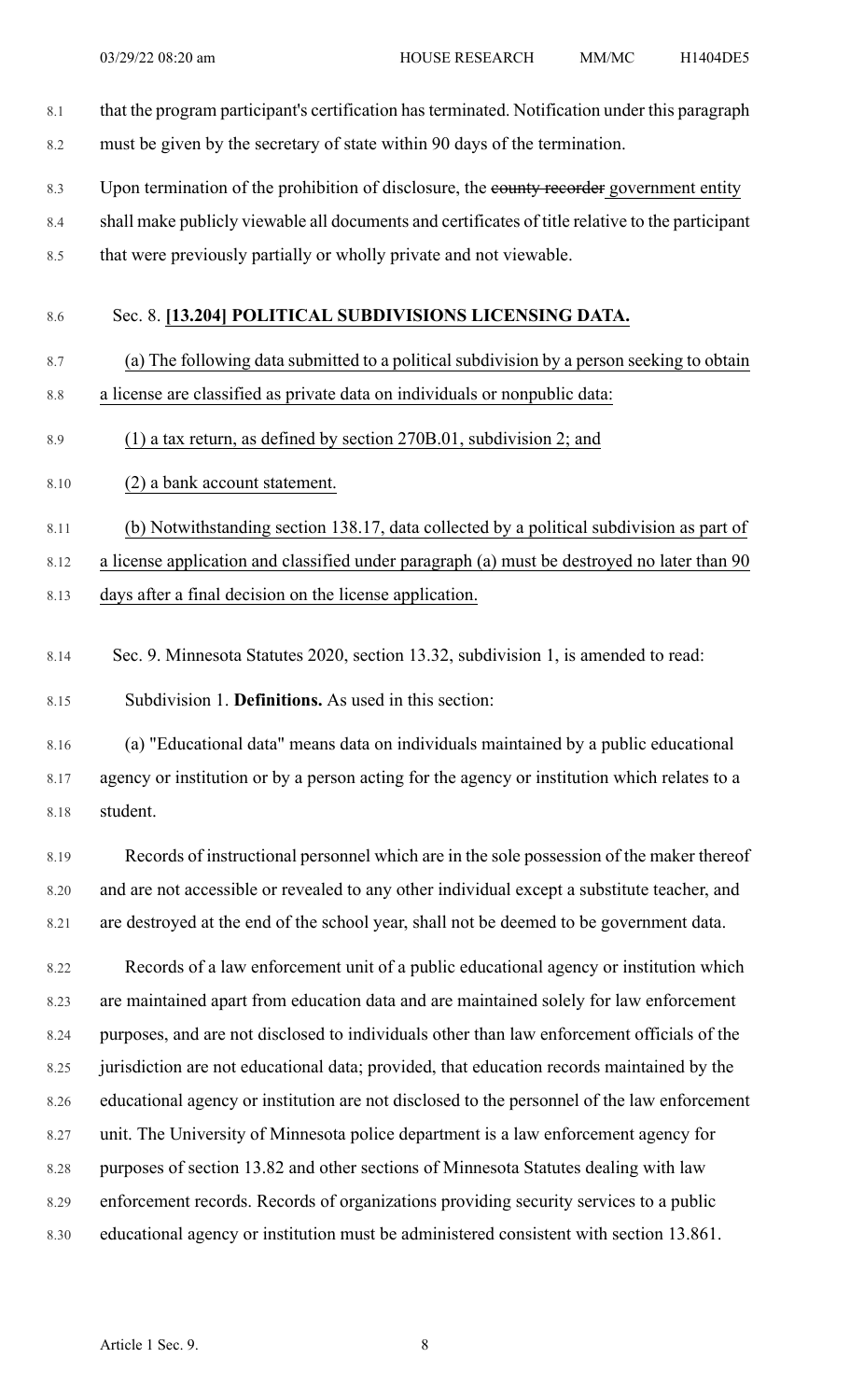that the program participant's certification has terminated. Notification under this paragraph must be given by the secretary of state within 90 days of the termination.

Upon termination of the prohibition of disclosure, the ~~county recorder~~ government entity shall make publicly viewable all documents and certificates of title relative to the participant that were previously partially or wholly private and not viewable.

Sec. 8. **[13.204] POLITICAL SUBDIVISIONS LICENSING DATA.**

(a) The following data submitted to a political subdivision by a person seeking to obtain a license are classified as private data on individuals or nonpublic data:

(1) a tax return, as defined by section 270B.01, subdivision 2; and

(2) a bank account statement.

(b) Notwithstanding section 138.17, data collected by a political subdivision as part of a license application and classified under paragraph (a) must be destroyed no later than 90 days after a final decision on the license application.

Sec. 9. Minnesota Statutes 2020, section 13.32, subdivision 1, is amended to read:

Subdivision 1. **Definitions.** As used in this section:

(a) "Educational data" means data on individuals maintained by a public educational agency or institution or by a person acting for the agency or institution which relates to a student.

Records of instructional personnel which are in the sole possession of the maker thereof and are not accessible or revealed to any other individual except a substitute teacher, and are destroyed at the end of the school year, shall not be deemed to be government data.

Records of a law enforcement unit of a public educational agency or institution which are maintained apart from education data and are maintained solely for law enforcement purposes, and are not disclosed to individuals other than law enforcement officials of the jurisdiction are not educational data; provided, that education records maintained by the educational agency or institution are not disclosed to the personnel of the law enforcement unit. The University of Minnesota police department is a law enforcement agency for purposes of section 13.82 and other sections of Minnesota Statutes dealing with law enforcement records. Records of organizations providing security services to a public educational agency or institution must be administered consistent with section 13.861.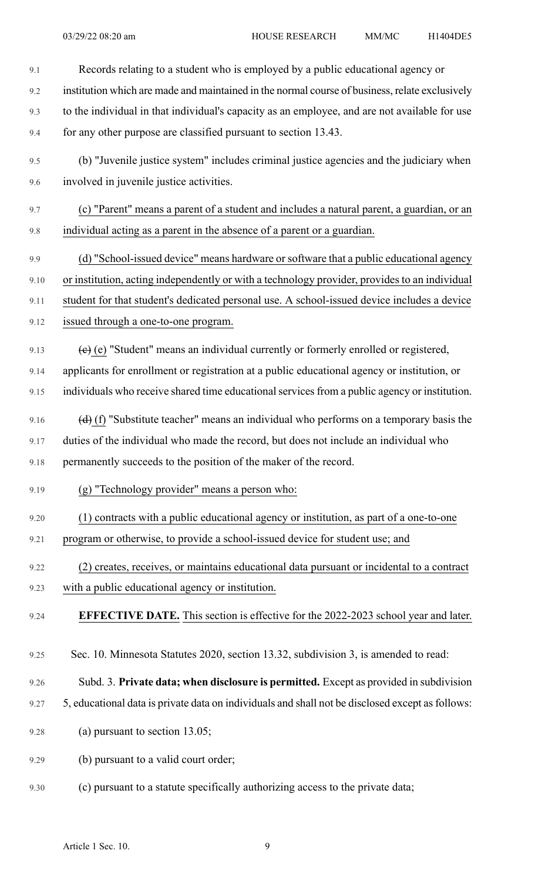Records relating to a student who is employed by a public educational agency or institution which are made and maintained in the normal course of business, relate exclusively to the individual in that individual's capacity as an employee, and are not available for use for any other purpose are classified pursuant to section 13.43.

(b) "Juvenile justice system" includes criminal justice agencies and the judiciary when involved in juvenile justice activities.

(c) "Parent" means a parent of a student and includes a natural parent, a guardian, or an individual acting as a parent in the absence of a parent or a guardian.

(d) "School-issued device" means hardware or software that a public educational agency or institution, acting independently or with a technology provider, provides to an individual student for that student's dedicated personal use. A school-issued device includes a device issued through a one-to-one program.

~~(c)~~ (e) "Student" means an individual currently or formerly enrolled or registered, applicants for enrollment or registration at a public educational agency or institution, or individuals who receive shared time educational services from a public agency or institution.

~~(d)~~ (f) "Substitute teacher" means an individual who performs on a temporary basis the duties of the individual who made the record, but does not include an individual who permanently succeeds to the position of the maker of the record.

(g) "Technology provider" means a person who:

(1) contracts with a public educational agency or institution, as part of a one-to-one program or otherwise, to provide a school-issued device for student use; and

(2) creates, receives, or maintains educational data pursuant or incidental to a contract with a public educational agency or institution.

**EFFECTIVE DATE.** This section is effective for the 2022-2023 school year and later.

Sec. 10. Minnesota Statutes 2020, section 13.32, subdivision 3, is amended to read:

Subd. 3. **Private data; when disclosure is permitted.** Except as provided in subdivision 5, educational data is private data on individuals and shall not be disclosed except as follows:

(a) pursuant to section 13.05;

(b) pursuant to a valid court order;

(c) pursuant to a statute specifically authorizing access to the private data;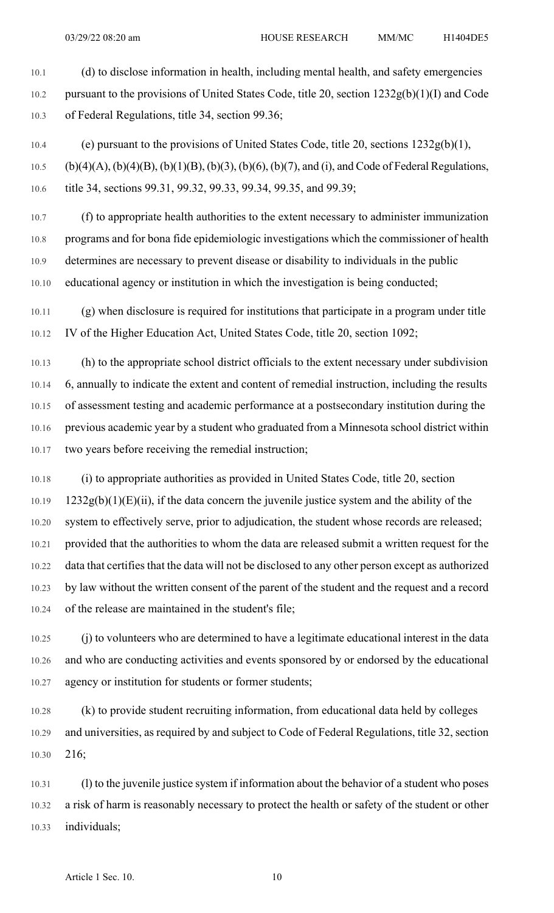(d) to disclose information in health, including mental health, and safety emergencies pursuant to the provisions of United States Code, title 20, section 1232g(b)(1)(I) and Code of Federal Regulations, title 34, section 99.36;

(e) pursuant to the provisions of United States Code, title 20, sections 1232g(b)(1), (b)(4)(A), (b)(4)(B), (b)(1)(B), (b)(3), (b)(6), (b)(7), and (i), and Code of Federal Regulations, title 34, sections 99.31, 99.32, 99.33, 99.34, 99.35, and 99.39;

(f) to appropriate health authorities to the extent necessary to administer immunization programs and for bona fide epidemiologic investigations which the commissioner of health determines are necessary to prevent disease or disability to individuals in the public educational agency or institution in which the investigation is being conducted;

(g) when disclosure is required for institutions that participate in a program under title IV of the Higher Education Act, United States Code, title 20, section 1092;

(h) to the appropriate school district officials to the extent necessary under subdivision 6, annually to indicate the extent and content of remedial instruction, including the results of assessment testing and academic performance at a postsecondary institution during the previous academic year by a student who graduated from a Minnesota school district within two years before receiving the remedial instruction;

(i) to appropriate authorities as provided in United States Code, title 20, section 1232g(b)(1)(E)(ii), if the data concern the juvenile justice system and the ability of the system to effectively serve, prior to adjudication, the student whose records are released; provided that the authorities to whom the data are released submit a written request for the data that certifies that the data will not be disclosed to any other person except as authorized by law without the written consent of the parent of the student and the request and a record of the release are maintained in the student's file;

(j) to volunteers who are determined to have a legitimate educational interest in the data and who are conducting activities and events sponsored by or endorsed by the educational agency or institution for students or former students;

(k) to provide student recruiting information, from educational data held by colleges and universities, as required by and subject to Code of Federal Regulations, title 32, section 216;

(l) to the juvenile justice system if information about the behavior of a student who poses a risk of harm is reasonably necessary to protect the health or safety of the student or other individuals;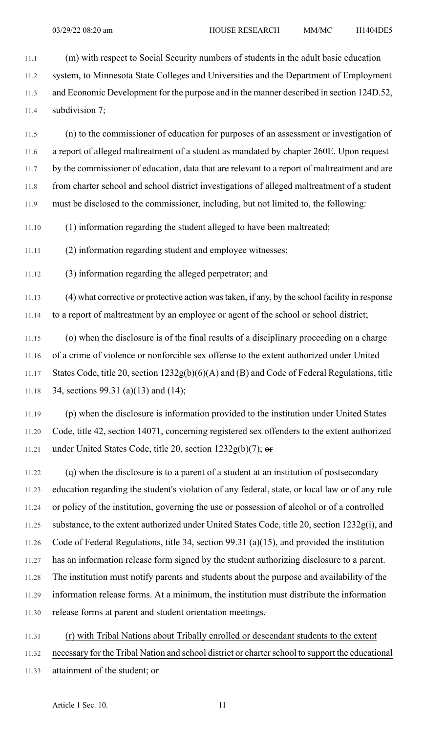(m) with respect to Social Security numbers of students in the adult basic education system, to Minnesota State Colleges and Universities and the Department of Employment and Economic Development for the purpose and in the manner described in section 124D.52, subdivision 7;

(n) to the commissioner of education for purposes of an assessment or investigation of a report of alleged maltreatment of a student as mandated by chapter 260E. Upon request by the commissioner of education, data that are relevant to a report of maltreatment and are from charter school and school district investigations of alleged maltreatment of a student must be disclosed to the commissioner, including, but not limited to, the following:

(1) information regarding the student alleged to have been maltreated;

(2) information regarding student and employee witnesses;

(3) information regarding the alleged perpetrator; and

(4) what corrective or protective action was taken, if any, by the school facility in response to a report of maltreatment by an employee or agent of the school or school district;

(o) when the disclosure is of the final results of a disciplinary proceeding on a charge of a crime of violence or nonforcible sex offense to the extent authorized under United States Code, title 20, section 1232g(b)(6)(A) and (B) and Code of Federal Regulations, title 34, sections 99.31 (a)(13) and (14);

(p) when the disclosure is information provided to the institution under United States Code, title 42, section 14071, concerning registered sex offenders to the extent authorized under United States Code, title 20, section 1232g(b)(7); ~~or~~

(q) when the disclosure is to a parent of a student at an institution of postsecondary education regarding the student's violation of any federal, state, or local law or of any rule or policy of the institution, governing the use or possession of alcohol or of a controlled substance, to the extent authorized under United States Code, title 20, section 1232g(i), and Code of Federal Regulations, title 34, section 99.31 (a)(15), and provided the institution has an information release form signed by the student authorizing disclosure to a parent. The institution must notify parents and students about the purpose and availability of the information release forms. At a minimum, the institution must distribute the information release forms at parent and student orientation meetings~~.~~

<u>(r) with Tribal Nations about Tribally enrolled or descendant students to the extent necessary for the Tribal Nation and school district or charter school to support the educational attainment of the student; or</u>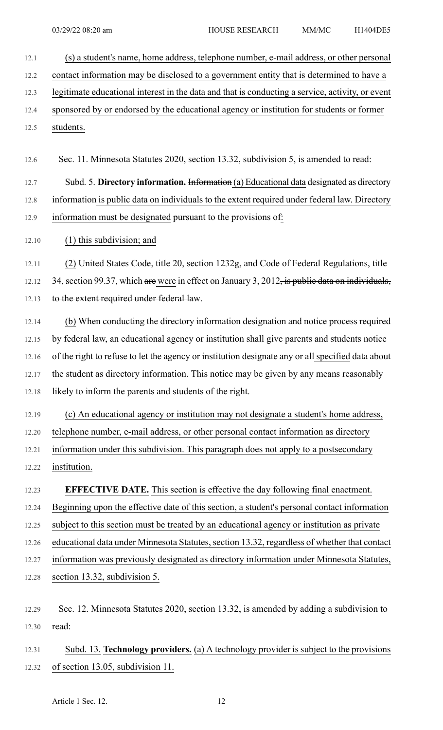(s) a student's name, home address, telephone number, e-mail address, or other personal contact information may be disclosed to a government entity that is determined to have a legitimate educational interest in the data and that is conducting a service, activity, or event sponsored by or endorsed by the educational agency or institution for students or former students.

Sec. 11. Minnesota Statutes 2020, section 13.32, subdivision 5, is amended to read:

Subd. 5. **Directory information.** ~~Information~~ (a) Educational data designated as directory information is public data on individuals to the extent required under federal law. Directory information must be designated pursuant to the provisions of:

(1) this subdivision; and

(2) United States Code, title 20, section 1232g, and Code of Federal Regulations, title 34, section 99.37, which ~~are~~ were in effect on January 3, 2012~~, is public data on individuals, to the extent required under federal law~~.

(b) When conducting the directory information designation and notice process required by federal law, an educational agency or institution shall give parents and students notice of the right to refuse to let the agency or institution designate ~~any or all~~ specified data about the student as directory information. This notice may be given by any means reasonably likely to inform the parents and students of the right.

(c) An educational agency or institution may not designate a student's home address, telephone number, e-mail address, or other personal contact information as directory information under this subdivision. This paragraph does not apply to a postsecondary institution.

**EFFECTIVE DATE.** This section is effective the day following final enactment. Beginning upon the effective date of this section, a student's personal contact information subject to this section must be treated by an educational agency or institution as private educational data under Minnesota Statutes, section 13.32, regardless of whether that contact information was previously designated as directory information under Minnesota Statutes, section 13.32, subdivision 5.

Sec. 12. Minnesota Statutes 2020, section 13.32, is amended by adding a subdivision to read:

Subd. 13. **Technology providers.** (a) A technology provider is subject to the provisions of section 13.05, subdivision 11.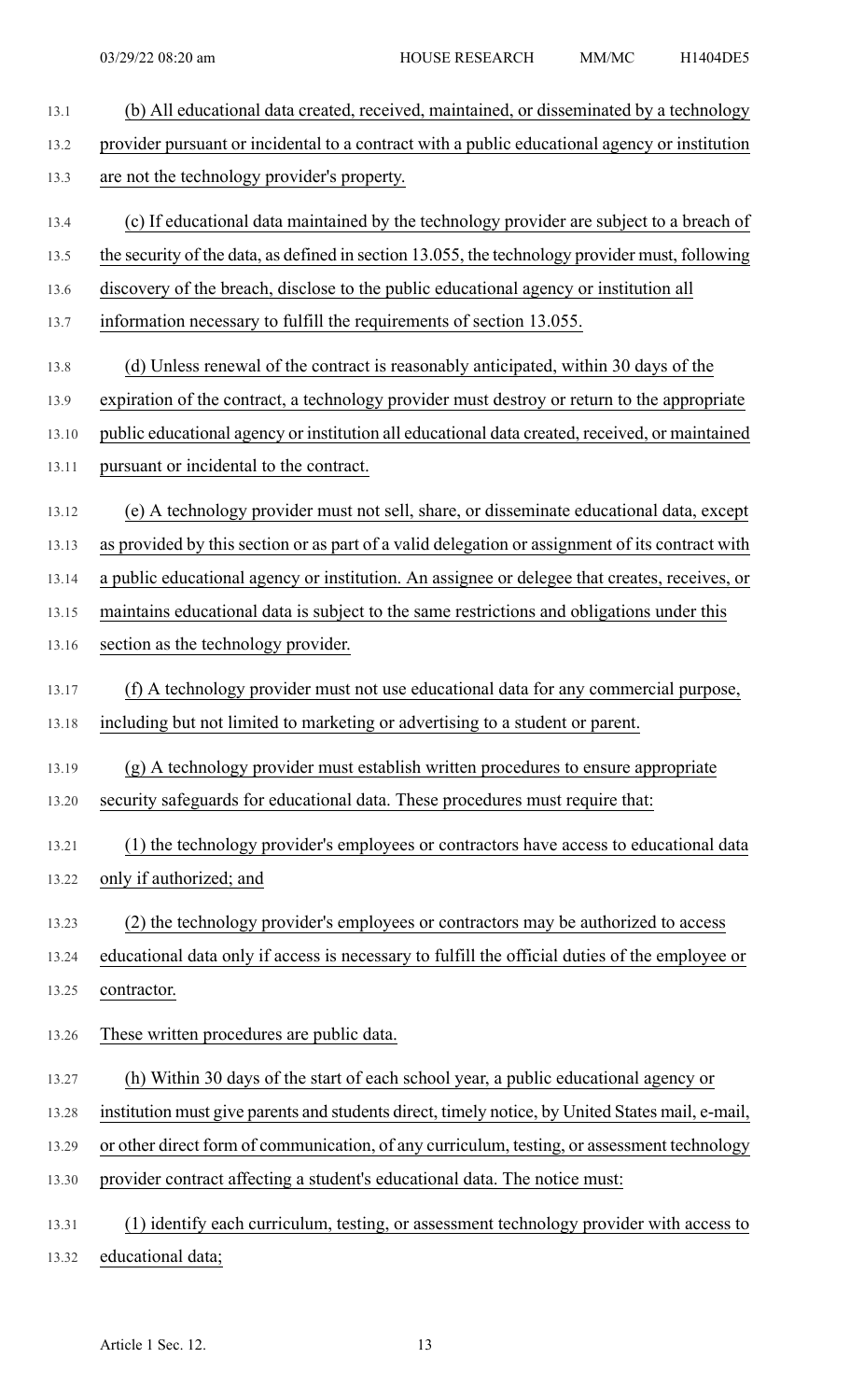(b) All educational data created, received, maintained, or disseminated by a technology provider pursuant or incidental to a contract with a public educational agency or institution are not the technology provider's property.

(c) If educational data maintained by the technology provider are subject to a breach of the security of the data, as defined in section 13.055, the technology provider must, following discovery of the breach, disclose to the public educational agency or institution all information necessary to fulfill the requirements of section 13.055.

(d) Unless renewal of the contract is reasonably anticipated, within 30 days of the expiration of the contract, a technology provider must destroy or return to the appropriate public educational agency or institution all educational data created, received, or maintained pursuant or incidental to the contract.

(e) A technology provider must not sell, share, or disseminate educational data, except as provided by this section or as part of a valid delegation or assignment of its contract with a public educational agency or institution. An assignee or delegee that creates, receives, or maintains educational data is subject to the same restrictions and obligations under this section as the technology provider.

(f) A technology provider must not use educational data for any commercial purpose, including but not limited to marketing or advertising to a student or parent.

(g) A technology provider must establish written procedures to ensure appropriate security safeguards for educational data. These procedures must require that:

(1) the technology provider's employees or contractors have access to educational data only if authorized; and

(2) the technology provider's employees or contractors may be authorized to access educational data only if access is necessary to fulfill the official duties of the employee or contractor.

These written procedures are public data.

(h) Within 30 days of the start of each school year, a public educational agency or institution must give parents and students direct, timely notice, by United States mail, e-mail, or other direct form of communication, of any curriculum, testing, or assessment technology provider contract affecting a student's educational data. The notice must:

(1) identify each curriculum, testing, or assessment technology provider with access to educational data;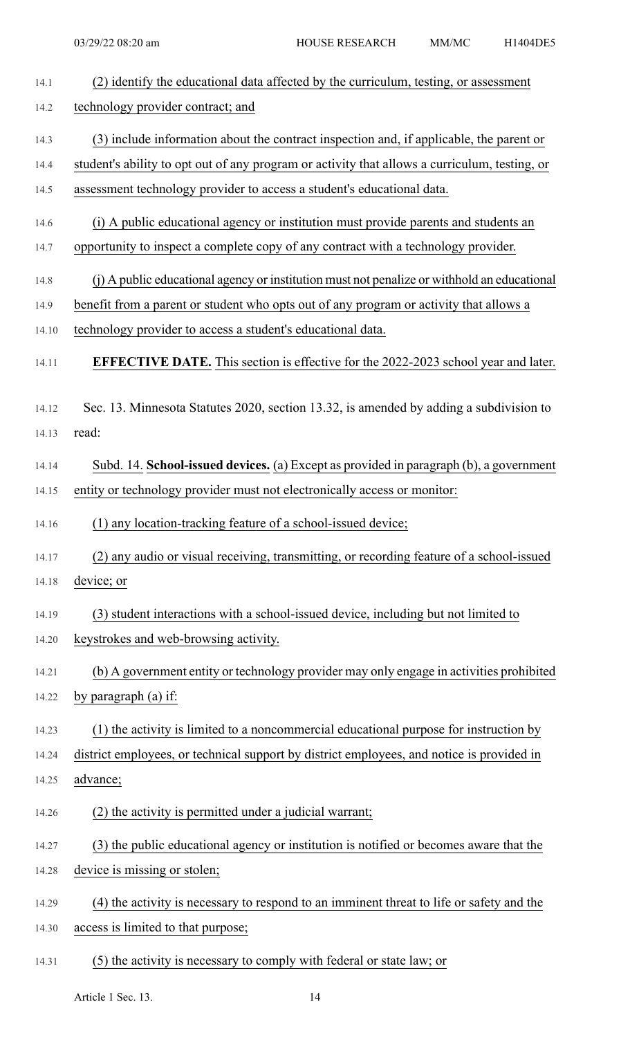(2) identify the educational data affected by the curriculum, testing, or assessment technology provider contract; and

(3) include information about the contract inspection and, if applicable, the parent or student's ability to opt out of any program or activity that allows a curriculum, testing, or assessment technology provider to access a student's educational data.

(i) A public educational agency or institution must provide parents and students an opportunity to inspect a complete copy of any contract with a technology provider.

(j) A public educational agency or institution must not penalize or withhold an educational benefit from a parent or student who opts out of any program or activity that allows a technology provider to access a student's educational data.

**EFFECTIVE DATE.** This section is effective for the 2022-2023 school year and later.

Sec. 13. Minnesota Statutes 2020, section 13.32, is amended by adding a subdivision to read:

Subd. 14. **School-issued devices.** (a) Except as provided in paragraph (b), a government entity or technology provider must not electronically access or monitor:

(1) any location-tracking feature of a school-issued device;

(2) any audio or visual receiving, transmitting, or recording feature of a school-issued device; or

(3) student interactions with a school-issued device, including but not limited to keystrokes and web-browsing activity.

(b) A government entity or technology provider may only engage in activities prohibited by paragraph (a) if:

(1) the activity is limited to a noncommercial educational purpose for instruction by district employees, or technical support by district employees, and notice is provided in advance;

(2) the activity is permitted under a judicial warrant;

(3) the public educational agency or institution is notified or becomes aware that the device is missing or stolen;

(4) the activity is necessary to respond to an imminent threat to life or safety and the access is limited to that purpose;

(5) the activity is necessary to comply with federal or state law; or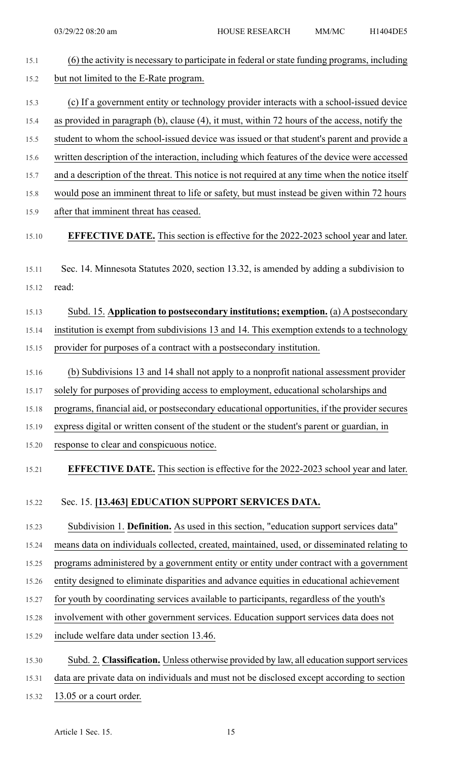(6) the activity is necessary to participate in federal or state funding programs, including but not limited to the E-Rate program.

(c) If a government entity or technology provider interacts with a school-issued device as provided in paragraph (b), clause (4), it must, within 72 hours of the access, notify the student to whom the school-issued device was issued or that student's parent and provide a written description of the interaction, including which features of the device were accessed and a description of the threat. This notice is not required at any time when the notice itself would pose an imminent threat to life or safety, but must instead be given within 72 hours after that imminent threat has ceased.

**EFFECTIVE DATE.** This section is effective for the 2022-2023 school year and later.

Sec. 14. Minnesota Statutes 2020, section 13.32, is amended by adding a subdivision to read:

Subd. 15. **Application to postsecondary institutions; exemption.** (a) A postsecondary institution is exempt from subdivisions 13 and 14. This exemption extends to a technology provider for purposes of a contract with a postsecondary institution.

(b) Subdivisions 13 and 14 shall not apply to a nonprofit national assessment provider solely for purposes of providing access to employment, educational scholarships and programs, financial aid, or postsecondary educational opportunities, if the provider secures express digital or written consent of the student or the student's parent or guardian, in response to clear and conspicuous notice.

**EFFECTIVE DATE.** This section is effective for the 2022-2023 school year and later.

Sec. 15. **[13.463] EDUCATION SUPPORT SERVICES DATA.**

Subdivision 1. **Definition.** As used in this section, "education support services data" means data on individuals collected, created, maintained, used, or disseminated relating to programs administered by a government entity or entity under contract with a government entity designed to eliminate disparities and advance equities in educational achievement for youth by coordinating services available to participants, regardless of the youth's involvement with other government services. Education support services data does not include welfare data under section 13.46.

Subd. 2. **Classification.** Unless otherwise provided by law, all education support services data are private data on individuals and must not be disclosed except according to section 13.05 or a court order.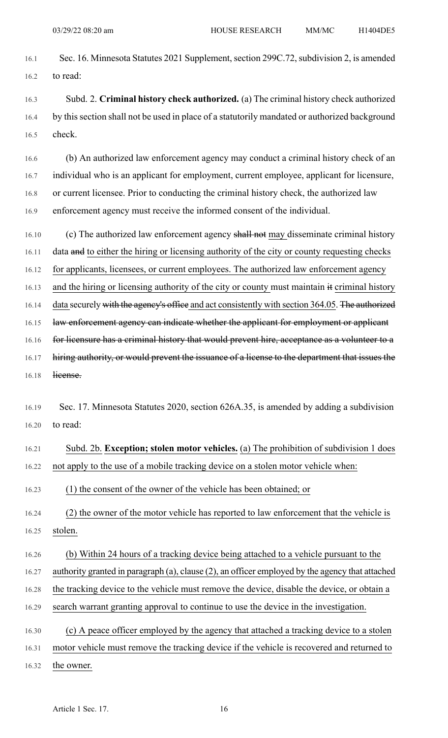Sec. 16. Minnesota Statutes 2021 Supplement, section 299C.72, subdivision 2, is amended to read:

Subd. 2. **Criminal history check authorized.** (a) The criminal history check authorized by this section shall not be used in place of a statutorily mandated or authorized background check.

(b) An authorized law enforcement agency may conduct a criminal history check of an individual who is an applicant for employment, current employee, applicant for licensure, or current licensee. Prior to conducting the criminal history check, the authorized law enforcement agency must receive the informed consent of the individual.

(c) The authorized law enforcement agency ~~shall not~~ <u>may</u> disseminate criminal history data ~~and~~ <u>to either the hiring or licensing authority of the city or county requesting checks for applicants, licensees, or current employees. The authorized law enforcement agency and the hiring or licensing authority of the city or county</u> must maintain ~~it~~ <u>criminal history data</u> securely ~~with the agency's office~~ <u>and act consistently with section 364.05</u>. ~~The authorized law enforcement agency can indicate whether the applicant for employment or applicant for licensure has a criminal history that would prevent hire, acceptance as a volunteer to a hiring authority, or would prevent the issuance of a license to the department that issues the license.~~

Sec. 17. Minnesota Statutes 2020, section 626A.35, is amended by adding a subdivision to read:

<u>Subd. 2b. **Exception; stolen motor vehicles.** (a) The prohibition of subdivision 1 does not apply to the use of a mobile tracking device on a stolen motor vehicle when:</u>

<u>(1) the consent of the owner of the vehicle has been obtained; or</u>

<u>(2) the owner of the motor vehicle has reported to law enforcement that the vehicle is stolen.</u>

<u>(b) Within 24 hours of a tracking device being attached to a vehicle pursuant to the authority granted in paragraph (a), clause (2), an officer employed by the agency that attached the tracking device to the vehicle must remove the device, disable the device, or obtain a search warrant granting approval to continue to use the device in the investigation.</u>

<u>(c) A peace officer employed by the agency that attached a tracking device to a stolen motor vehicle must remove the tracking device if the vehicle is recovered and returned to the owner.</u>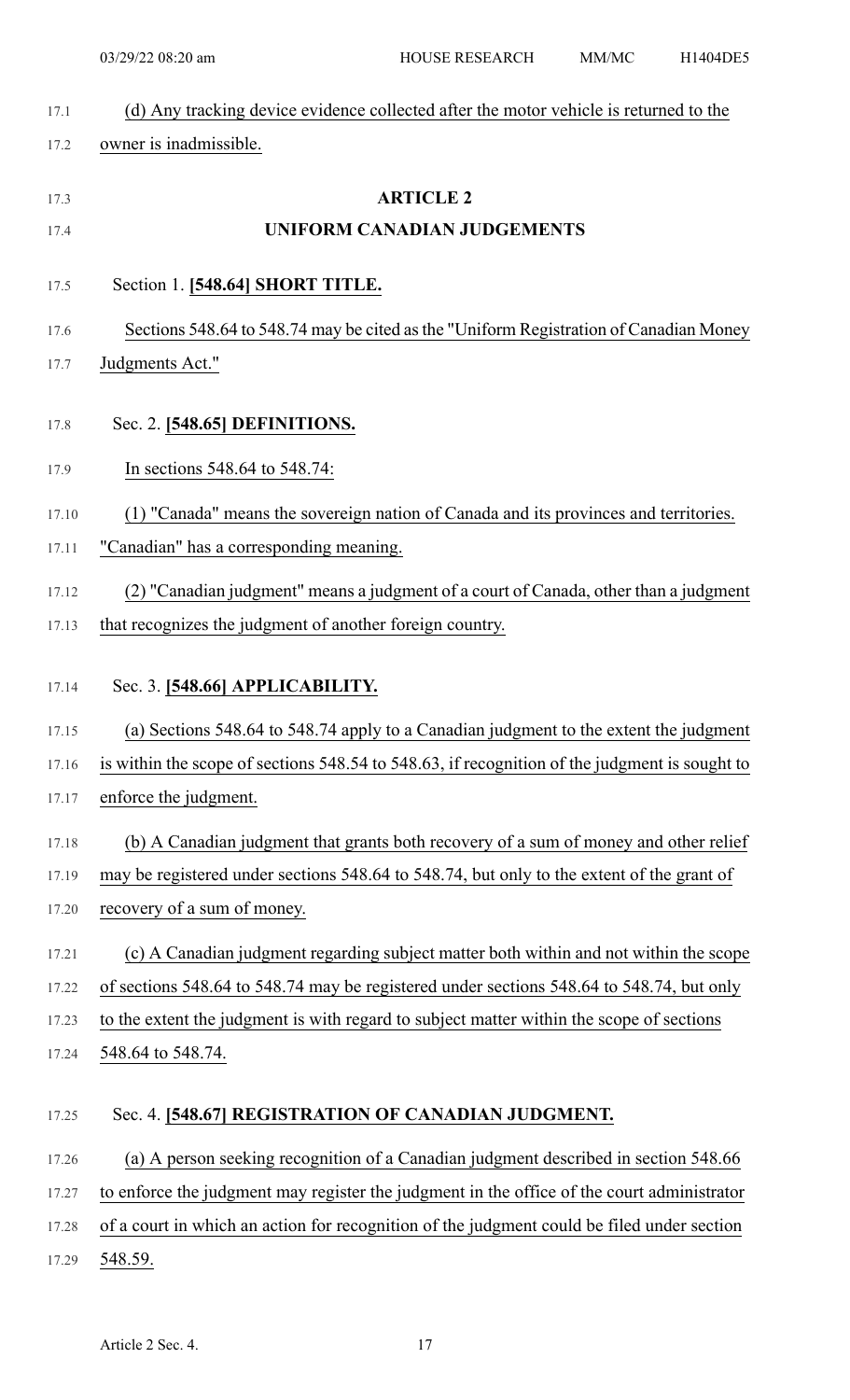(d) Any tracking device evidence collected after the motor vehicle is returned to the owner is inadmissible.

## ARTICLE 2
## UNIFORM CANADIAN JUDGEMENTS

Section 1. **[548.64] SHORT TITLE.**

Sections 548.64 to 548.74 may be cited as the "Uniform Registration of Canadian Money Judgments Act."

Sec. 2. **[548.65] DEFINITIONS.**

In sections 548.64 to 548.74:

(1) "Canada" means the sovereign nation of Canada and its provinces and territories. "Canadian" has a corresponding meaning.

(2) "Canadian judgment" means a judgment of a court of Canada, other than a judgment that recognizes the judgment of another foreign country.

Sec. 3. **[548.66] APPLICABILITY.**

(a) Sections 548.64 to 548.74 apply to a Canadian judgment to the extent the judgment is within the scope of sections 548.54 to 548.63, if recognition of the judgment is sought to enforce the judgment.

(b) A Canadian judgment that grants both recovery of a sum of money and other relief may be registered under sections 548.64 to 548.74, but only to the extent of the grant of recovery of a sum of money.

(c) A Canadian judgment regarding subject matter both within and not within the scope of sections 548.64 to 548.74 may be registered under sections 548.64 to 548.74, but only to the extent the judgment is with regard to subject matter within the scope of sections 548.64 to 548.74.

Sec. 4. **[548.67] REGISTRATION OF CANADIAN JUDGMENT.**

(a) A person seeking recognition of a Canadian judgment described in section 548.66 to enforce the judgment may register the judgment in the office of the court administrator of a court in which an action for recognition of the judgment could be filed under section 548.59.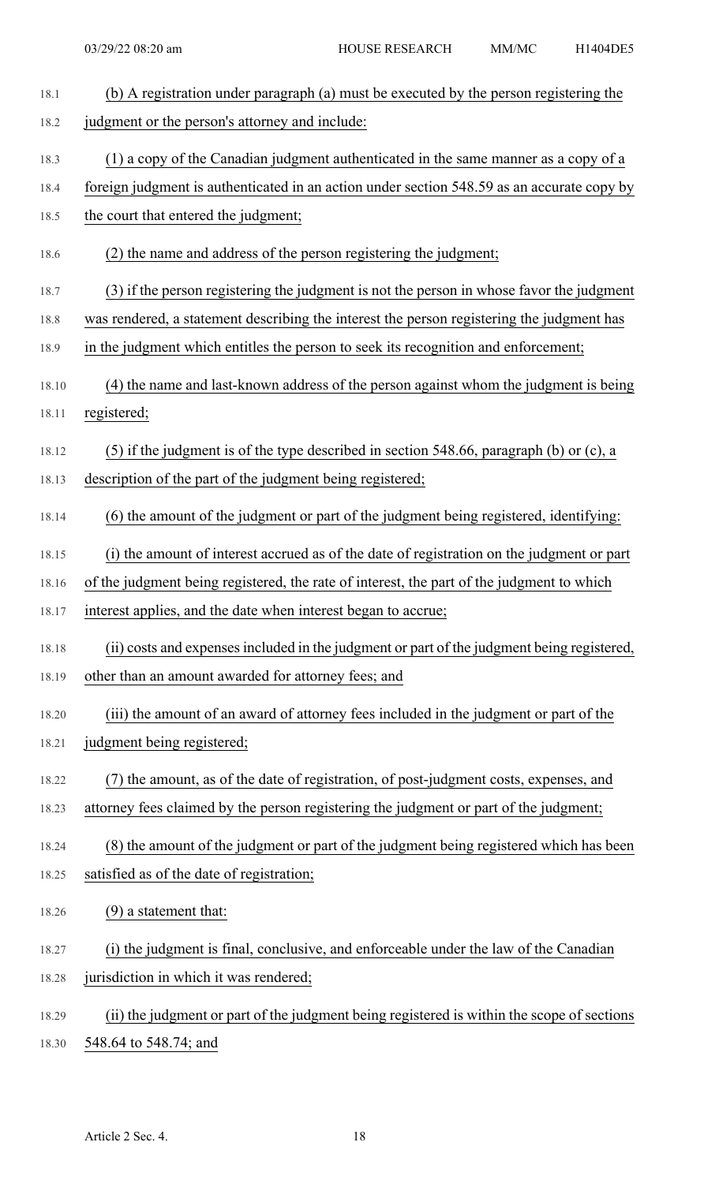(b) A registration under paragraph (a) must be executed by the person registering the judgment or the person's attorney and include:

(1) a copy of the Canadian judgment authenticated in the same manner as a copy of a foreign judgment is authenticated in an action under section 548.59 as an accurate copy by the court that entered the judgment;

(2) the name and address of the person registering the judgment;

(3) if the person registering the judgment is not the person in whose favor the judgment was rendered, a statement describing the interest the person registering the judgment has in the judgment which entitles the person to seek its recognition and enforcement;

(4) the name and last-known address of the person against whom the judgment is being registered;

(5) if the judgment is of the type described in section 548.66, paragraph (b) or (c), a description of the part of the judgment being registered;

(6) the amount of the judgment or part of the judgment being registered, identifying:

(i) the amount of interest accrued as of the date of registration on the judgment or part of the judgment being registered, the rate of interest, the part of the judgment to which interest applies, and the date when interest began to accrue;

(ii) costs and expenses included in the judgment or part of the judgment being registered, other than an amount awarded for attorney fees; and

(iii) the amount of an award of attorney fees included in the judgment or part of the judgment being registered;

(7) the amount, as of the date of registration, of post-judgment costs, expenses, and attorney fees claimed by the person registering the judgment or part of the judgment;

(8) the amount of the judgment or part of the judgment being registered which has been satisfied as of the date of registration;

(9) a statement that:

(i) the judgment is final, conclusive, and enforceable under the law of the Canadian jurisdiction in which it was rendered;

(ii) the judgment or part of the judgment being registered is within the scope of sections 548.64 to 548.74; and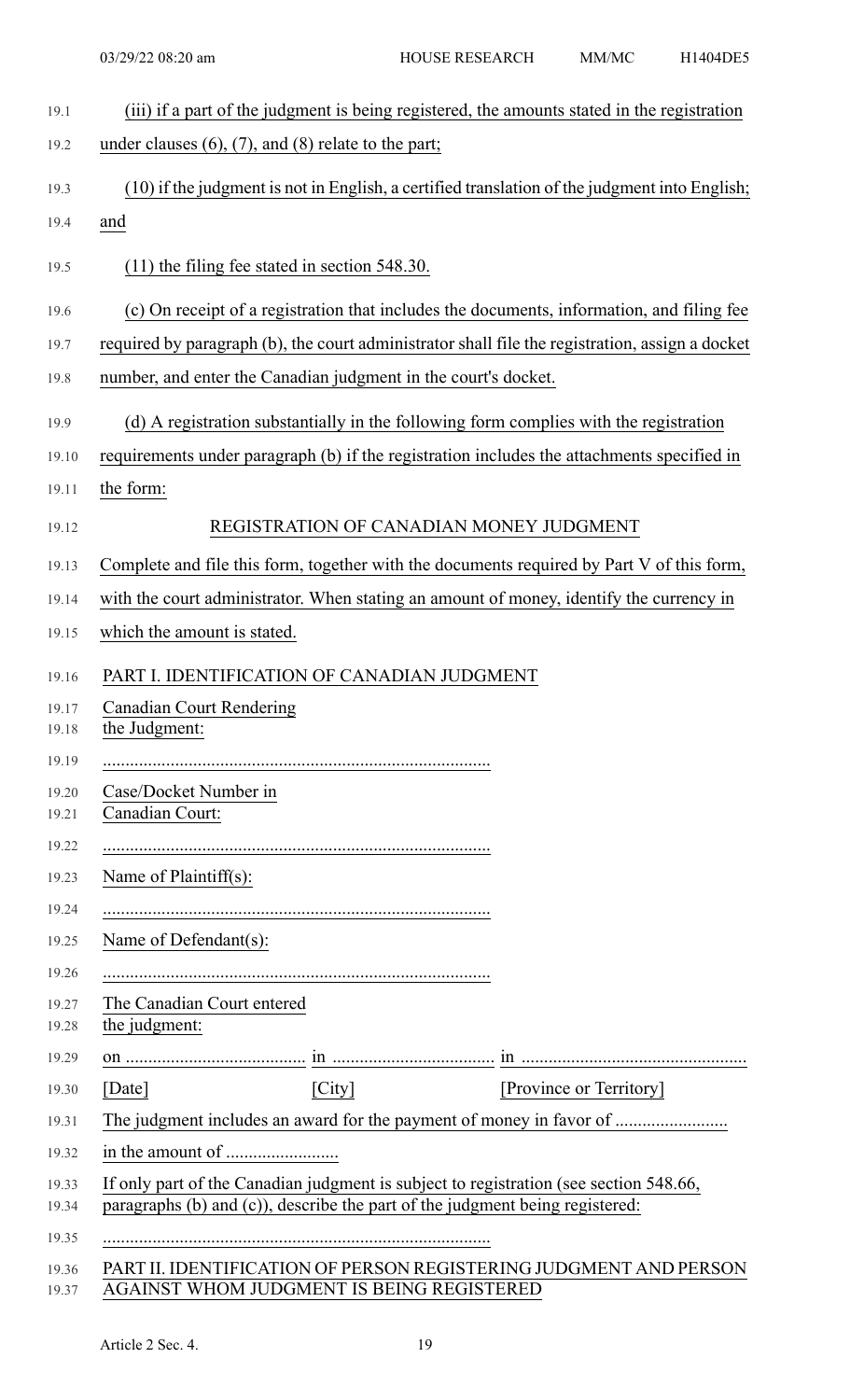(iii) if a part of the judgment is being registered, the amounts stated in the registration under clauses (6), (7), and (8) relate to the part;

(10) if the judgment is not in English, a certified translation of the judgment into English; and

(11) the filing fee stated in section 548.30.

(c) On receipt of a registration that includes the documents, information, and filing fee required by paragraph (b), the court administrator shall file the registration, assign a docket number, and enter the Canadian judgment in the court's docket.

(d) A registration substantially in the following form complies with the registration requirements under paragraph (b) if the registration includes the attachments specified in the form:

REGISTRATION OF CANADIAN MONEY JUDGMENT

Complete and file this form, together with the documents required by Part V of this form, with the court administrator. When stating an amount of money, identify the currency in which the amount is stated.

PART I. IDENTIFICATION OF CANADIAN JUDGMENT

Canadian Court Rendering the Judgment:

......................................................................................

Case/Docket Number in Canadian Court:

......................................................................................

Name of Plaintiff(s):

......................................................................................

Name of Defendant(s):

......................................................................................

The Canadian Court entered the judgment:

on ........................................ in .................................... in ..................................................

[Date] [City] [Province or Territory]

The judgment includes an award for the payment of money in favor of .........................

in the amount of .........................

If only part of the Canadian judgment is subject to registration (see section 548.66, paragraphs (b) and (c)), describe the part of the judgment being registered:

......................................................................................

PART II. IDENTIFICATION OF PERSON REGISTERING JUDGMENT AND PERSON AGAINST WHOM JUDGMENT IS BEING REGISTERED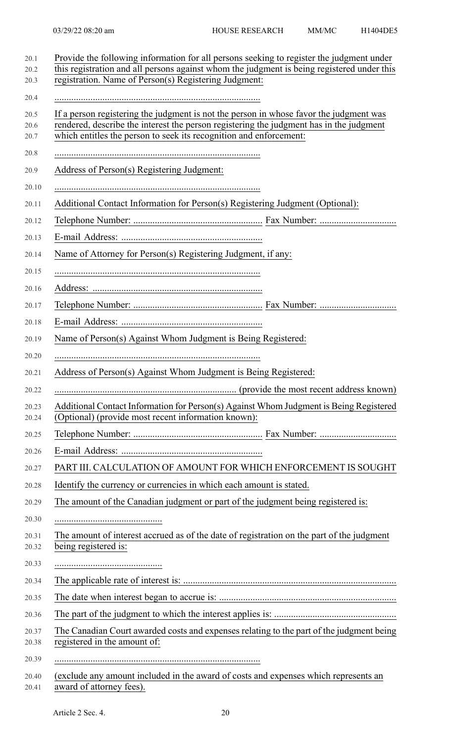Provide the following information for all persons seeking to register the judgment under this registration and all persons against whom the judgment is being registered under this registration. Name of Person(s) Registering Judgment:

......................................................................................

If a person registering the judgment is not the person in whose favor the judgment was rendered, describe the interest the person registering the judgment has in the judgment which entitles the person to seek its recognition and enforcement:

......................................................................................

Address of Person(s) Registering Judgment:

......................................................................................

Additional Contact Information for Person(s) Registering Judgment (Optional):

Telephone Number: ...................................................... Fax Number: ................................

E-mail Address: ...........................................................

Name of Attorney for Person(s) Registering Judgment, if any:

......................................................................................

Address: .......................................................................

Telephone Number: ...................................................... Fax Number: ................................

E-mail Address: ...........................................................

Name of Person(s) Against Whom Judgment is Being Registered:

......................................................................................

Address of Person(s) Against Whom Judgment is Being Registered:

........................................................................... (provide the most recent address known)

Additional Contact Information for Person(s) Against Whom Judgment is Being Registered (Optional) (provide most recent information known):

Telephone Number: ...................................................... Fax Number: ................................

E-mail Address: ...........................................................

PART III. CALCULATION OF AMOUNT FOR WHICH ENFORCEMENT IS SOUGHT

Identify the currency or currencies in which each amount is stated.

The amount of the Canadian judgment or part of the judgment being registered is:

.............................................

The amount of interest accrued as of the date of registration on the part of the judgment being registered is:

.............................................

The applicable rate of interest is: .........................................................................................

The date when interest began to accrue is: ..........................................................................

The part of the judgment to which the interest applies is: ...................................................

The Canadian Court awarded costs and expenses relating to the part of the judgment being registered in the amount of:

......................................................................................

(exclude any amount included in the award of costs and expenses which represents an award of attorney fees).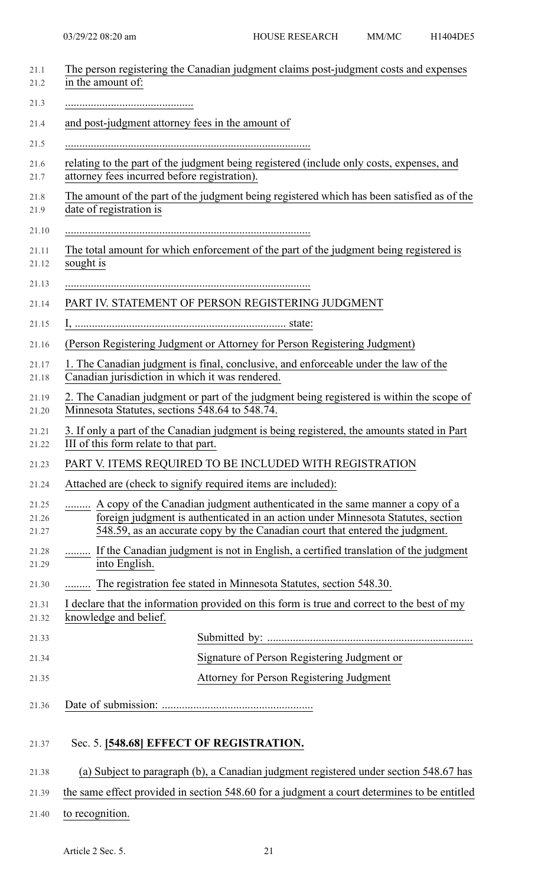The person registering the Canadian judgment claims post-judgment costs and expenses in the amount of:

.............................................

and post-judgment attorney fees in the amount of

.......................................................................................

relating to the part of the judgment being registered (include only costs, expenses, and attorney fees incurred before registration).

The amount of the part of the judgment being registered which has been satisfied as of the date of registration is

.......................................................................................

The total amount for which enforcement of the part of the judgment being registered is sought is

.......................................................................................

PART IV. STATEMENT OF PERSON REGISTERING JUDGMENT

I, .......................................................................... state:

(Person Registering Judgment or Attorney for Person Registering Judgment)

1. The Canadian judgment is final, conclusive, and enforceable under the law of the Canadian jurisdiction in which it was rendered.

2. The Canadian judgment or part of the judgment being registered is within the scope of Minnesota Statutes, sections 548.64 to 548.74.

3. If only a part of the Canadian judgment is being registered, the amounts stated in Part III of this form relate to that part.

PART V. ITEMS REQUIRED TO BE INCLUDED WITH REGISTRATION

Attached are (check to signify required items are included):

......... A copy of the Canadian judgment authenticated in the same manner a copy of a foreign judgment is authenticated in an action under Minnesota Statutes, section 548.59, as an accurate copy by the Canadian court that entered the judgment.

......... If the Canadian judgment is not in English, a certified translation of the judgment into English.

......... The registration fee stated in Minnesota Statutes, section 548.30.

I declare that the information provided on this form is true and correct to the best of my knowledge and belief.

Submitted by: ........................................................................

Signature of Person Registering Judgment or

Attorney for Person Registering Judgment

Date of submission: .....................................................

Sec. 5. **[548.68] EFFECT OF REGISTRATION.**

(a) Subject to paragraph (b), a Canadian judgment registered under section 548.67 has the same effect provided in section 548.60 for a judgment a court determines to be entitled to recognition.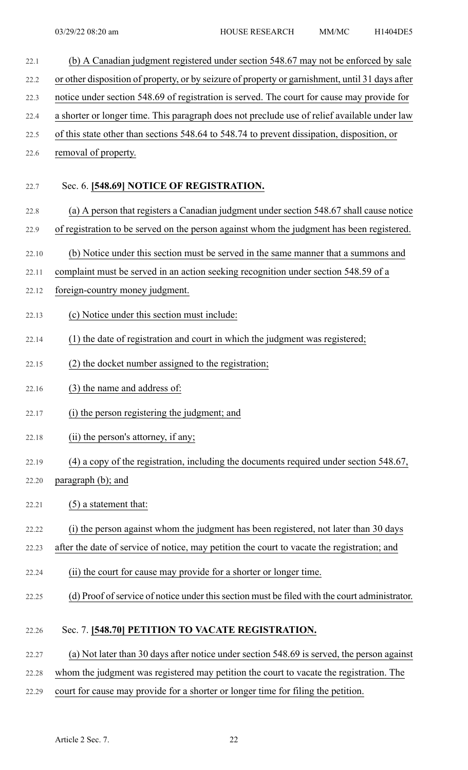(b) A Canadian judgment registered under section 548.67 may not be enforced by sale or other disposition of property, or by seizure of property or garnishment, until 31 days after notice under section 548.69 of registration is served. The court for cause may provide for a shorter or longer time. This paragraph does not preclude use of relief available under law of this state other than sections 548.64 to 548.74 to prevent dissipation, disposition, or removal of property.

Sec. 6. **[548.69] NOTICE OF REGISTRATION.**

(a) A person that registers a Canadian judgment under section 548.67 shall cause notice of registration to be served on the person against whom the judgment has been registered.

(b) Notice under this section must be served in the same manner that a summons and complaint must be served in an action seeking recognition under section 548.59 of a foreign-country money judgment.

(c) Notice under this section must include:

(1) the date of registration and court in which the judgment was registered;

(2) the docket number assigned to the registration;

(3) the name and address of:

(i) the person registering the judgment; and

(ii) the person's attorney, if any;

(4) a copy of the registration, including the documents required under section 548.67, paragraph (b); and

(5) a statement that:

(i) the person against whom the judgment has been registered, not later than 30 days after the date of service of notice, may petition the court to vacate the registration; and

(ii) the court for cause may provide for a shorter or longer time.

(d) Proof of service of notice under this section must be filed with the court administrator.

Sec. 7. **[548.70] PETITION TO VACATE REGISTRATION.**

(a) Not later than 30 days after notice under section 548.69 is served, the person against whom the judgment was registered may petition the court to vacate the registration. The court for cause may provide for a shorter or longer time for filing the petition.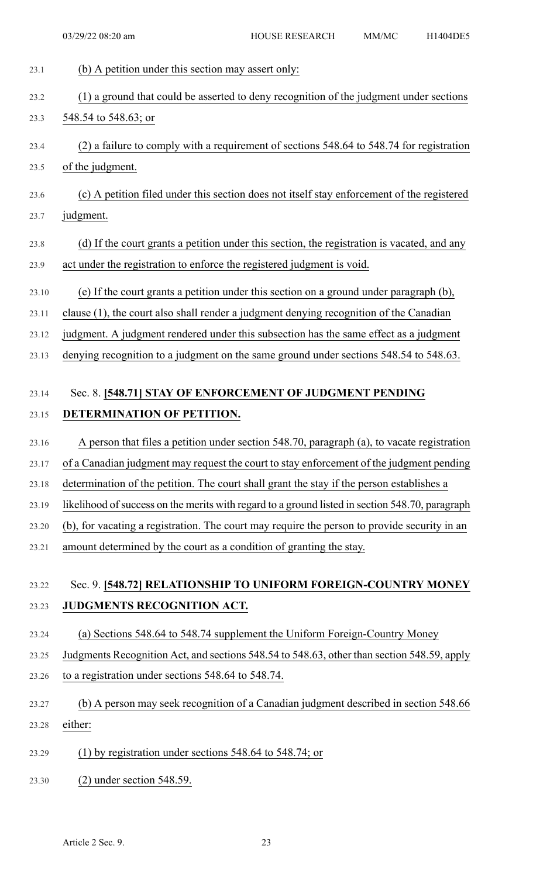(b) A petition under this section may assert only:

(1) a ground that could be asserted to deny recognition of the judgment under sections 548.54 to 548.63; or

(2) a failure to comply with a requirement of sections 548.64 to 548.74 for registration of the judgment.

(c) A petition filed under this section does not itself stay enforcement of the registered judgment.

(d) If the court grants a petition under this section, the registration is vacated, and any act under the registration to enforce the registered judgment is void.

(e) If the court grants a petition under this section on a ground under paragraph (b), clause (1), the court also shall render a judgment denying recognition of the Canadian judgment. A judgment rendered under this subsection has the same effect as a judgment denying recognition to a judgment on the same ground under sections 548.54 to 548.63.

Sec. 8. **[548.71] STAY OF ENFORCEMENT OF JUDGMENT PENDING DETERMINATION OF PETITION.**

A person that files a petition under section 548.70, paragraph (a), to vacate registration of a Canadian judgment may request the court to stay enforcement of the judgment pending determination of the petition. The court shall grant the stay if the person establishes a likelihood of success on the merits with regard to a ground listed in section 548.70, paragraph (b), for vacating a registration. The court may require the person to provide security in an amount determined by the court as a condition of granting the stay.

Sec. 9. **[548.72] RELATIONSHIP TO UNIFORM FOREIGN-COUNTRY MONEY JUDGMENTS RECOGNITION ACT.**

(a) Sections 548.64 to 548.74 supplement the Uniform Foreign-Country Money Judgments Recognition Act, and sections 548.54 to 548.63, other than section 548.59, apply to a registration under sections 548.64 to 548.74.

(b) A person may seek recognition of a Canadian judgment described in section 548.66 either:

(1) by registration under sections 548.64 to 548.74; or

(2) under section 548.59.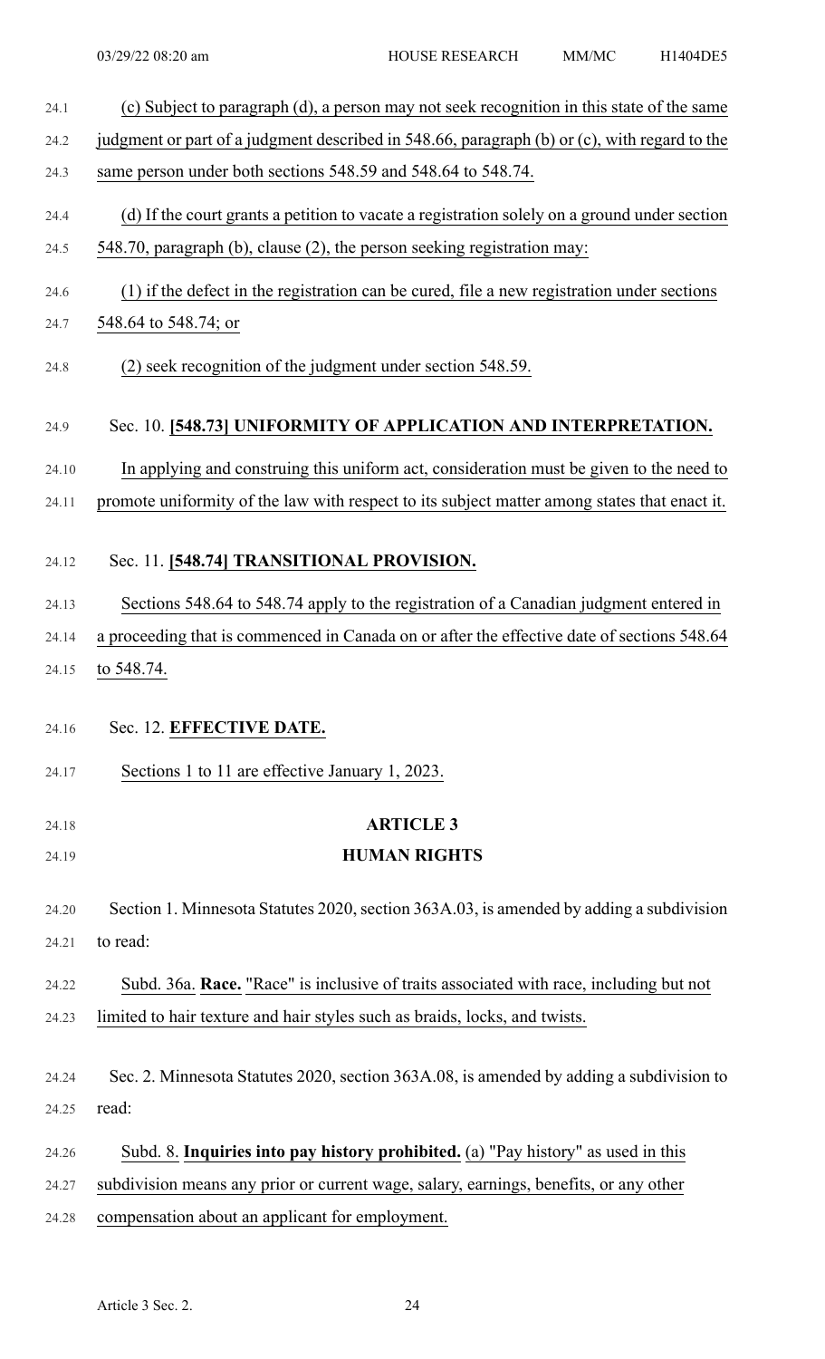(c) Subject to paragraph (d), a person may not seek recognition in this state of the same judgment or part of a judgment described in 548.66, paragraph (b) or (c), with regard to the same person under both sections 548.59 and 548.64 to 548.74.

(d) If the court grants a petition to vacate a registration solely on a ground under section 548.70, paragraph (b), clause (2), the person seeking registration may:

(1) if the defect in the registration can be cured, file a new registration under sections 548.64 to 548.74; or

(2) seek recognition of the judgment under section 548.59.

Sec. 10. **[548.73] UNIFORMITY OF APPLICATION AND INTERPRETATION.**

In applying and construing this uniform act, consideration must be given to the need to promote uniformity of the law with respect to its subject matter among states that enact it.

Sec. 11. **[548.74] TRANSITIONAL PROVISION.**

Sections 548.64 to 548.74 apply to the registration of a Canadian judgment entered in a proceeding that is commenced in Canada on or after the effective date of sections 548.64 to 548.74.

Sec. 12. **EFFECTIVE DATE.**

Sections 1 to 11 are effective January 1, 2023.

## ARTICLE 3

## HUMAN RIGHTS

Section 1. Minnesota Statutes 2020, section 363A.03, is amended by adding a subdivision to read:

Subd. 36a. **Race.** "Race" is inclusive of traits associated with race, including but not limited to hair texture and hair styles such as braids, locks, and twists.

Sec. 2. Minnesota Statutes 2020, section 363A.08, is amended by adding a subdivision to read:

Subd. 8. **Inquiries into pay history prohibited.** (a) "Pay history" as used in this subdivision means any prior or current wage, salary, earnings, benefits, or any other compensation about an applicant for employment.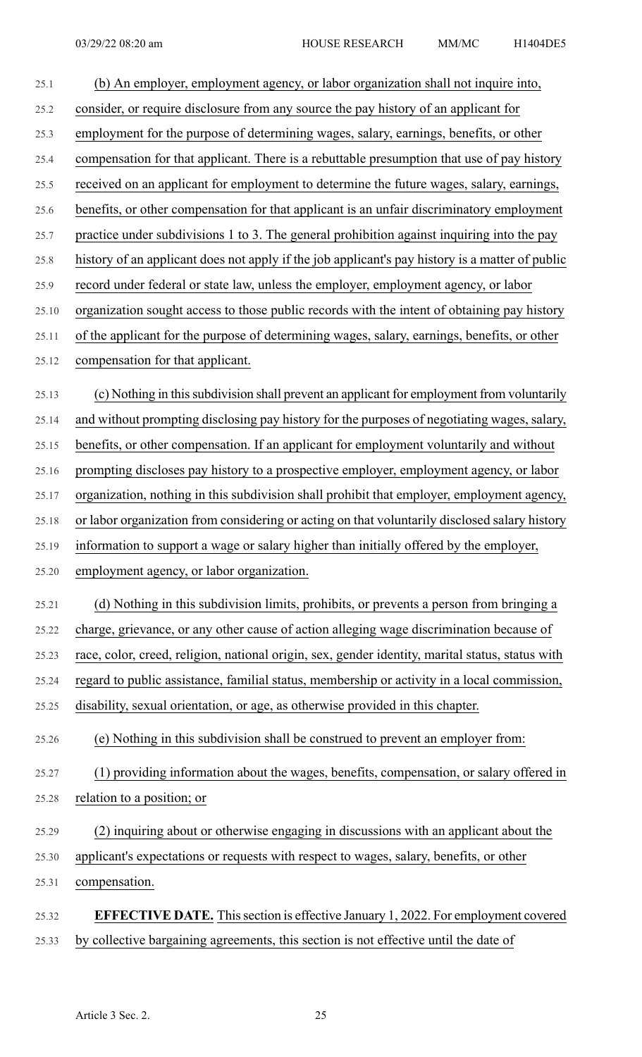(b) An employer, employment agency, or labor organization shall not inquire into, consider, or require disclosure from any source the pay history of an applicant for employment for the purpose of determining wages, salary, earnings, benefits, or other compensation for that applicant. There is a rebuttable presumption that use of pay history received on an applicant for employment to determine the future wages, salary, earnings, benefits, or other compensation for that applicant is an unfair discriminatory employment practice under subdivisions 1 to 3. The general prohibition against inquiring into the pay history of an applicant does not apply if the job applicant's pay history is a matter of public record under federal or state law, unless the employer, employment agency, or labor organization sought access to those public records with the intent of obtaining pay history of the applicant for the purpose of determining wages, salary, earnings, benefits, or other compensation for that applicant.

(c) Nothing in this subdivision shall prevent an applicant for employment from voluntarily and without prompting disclosing pay history for the purposes of negotiating wages, salary, benefits, or other compensation. If an applicant for employment voluntarily and without prompting discloses pay history to a prospective employer, employment agency, or labor organization, nothing in this subdivision shall prohibit that employer, employment agency, or labor organization from considering or acting on that voluntarily disclosed salary history information to support a wage or salary higher than initially offered by the employer, employment agency, or labor organization.

(d) Nothing in this subdivision limits, prohibits, or prevents a person from bringing a charge, grievance, or any other cause of action alleging wage discrimination because of race, color, creed, religion, national origin, sex, gender identity, marital status, status with regard to public assistance, familial status, membership or activity in a local commission, disability, sexual orientation, or age, as otherwise provided in this chapter.

(e) Nothing in this subdivision shall be construed to prevent an employer from:

(1) providing information about the wages, benefits, compensation, or salary offered in relation to a position; or

(2) inquiring about or otherwise engaging in discussions with an applicant about the applicant's expectations or requests with respect to wages, salary, benefits, or other compensation.

**EFFECTIVE DATE.** This section is effective January 1, 2022. For employment covered by collective bargaining agreements, this section is not effective until the date of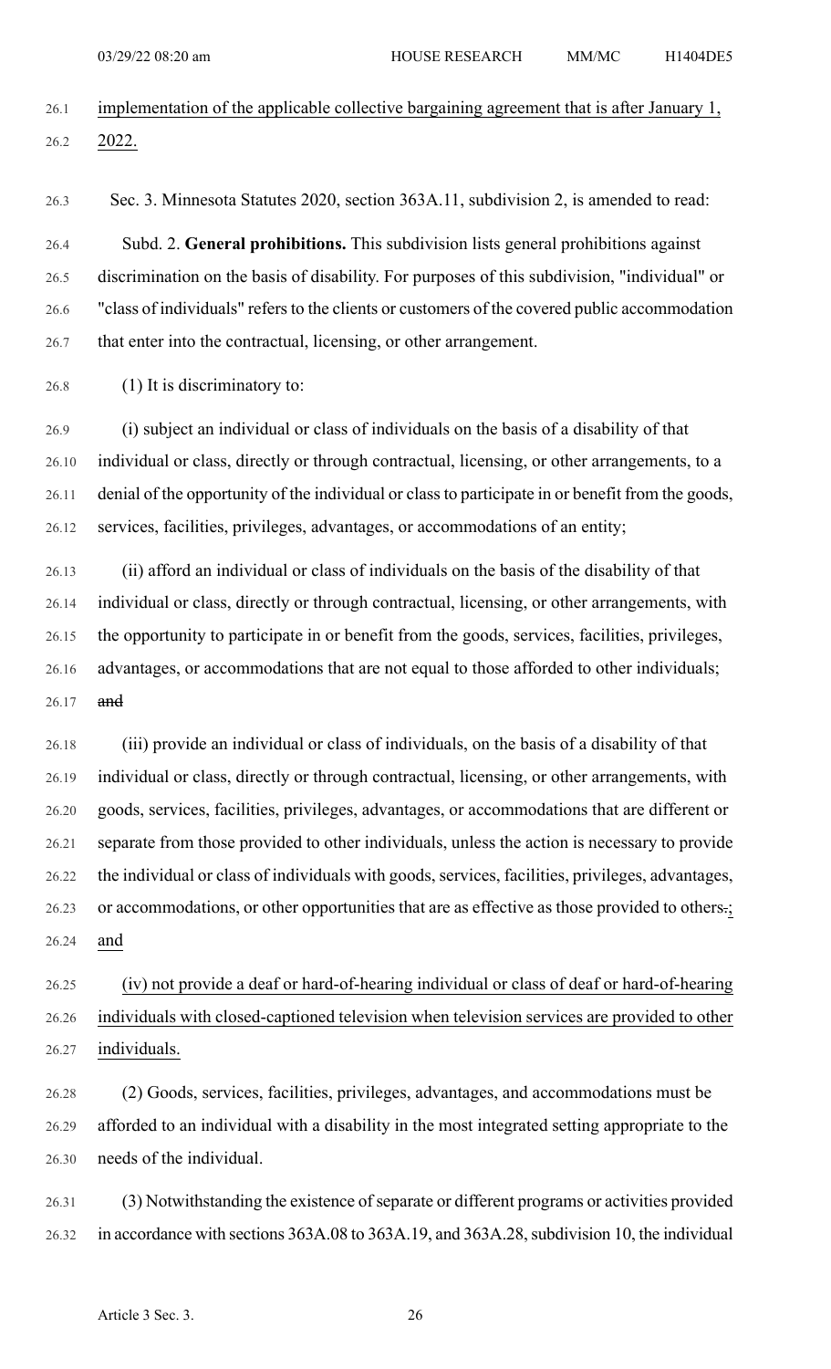<u>implementation of the applicable collective bargaining agreement that is after January 1, 2022.</u>

Sec. 3. Minnesota Statutes 2020, section 363A.11, subdivision 2, is amended to read:

Subd. 2. **General prohibitions.** This subdivision lists general prohibitions against discrimination on the basis of disability. For purposes of this subdivision, "individual" or "class of individuals" refers to the clients or customers of the covered public accommodation that enter into the contractual, licensing, or other arrangement.

(1) It is discriminatory to:

(i) subject an individual or class of individuals on the basis of a disability of that individual or class, directly or through contractual, licensing, or other arrangements, to a denial of the opportunity of the individual or class to participate in or benefit from the goods, services, facilities, privileges, advantages, or accommodations of an entity;

(ii) afford an individual or class of individuals on the basis of the disability of that individual or class, directly or through contractual, licensing, or other arrangements, with the opportunity to participate in or benefit from the goods, services, facilities, privileges, advantages, or accommodations that are not equal to those afforded to other individuals; ~~and~~

(iii) provide an individual or class of individuals, on the basis of a disability of that individual or class, directly or through contractual, licensing, or other arrangements, with goods, services, facilities, privileges, advantages, or accommodations that are different or separate from those provided to other individuals, unless the action is necessary to provide the individual or class of individuals with goods, services, facilities, privileges, advantages, or accommodations, or other opportunities that are as effective as those provided to others~~.~~<u>; and</u>

<u>(iv) not provide a deaf or hard-of-hearing individual or class of deaf or hard-of-hearing individuals with closed-captioned television when television services are provided to other individuals.</u>

(2) Goods, services, facilities, privileges, advantages, and accommodations must be afforded to an individual with a disability in the most integrated setting appropriate to the needs of the individual.

(3) Notwithstanding the existence of separate or different programs or activities provided in accordance with sections 363A.08 to 363A.19, and 363A.28, subdivision 10, the individual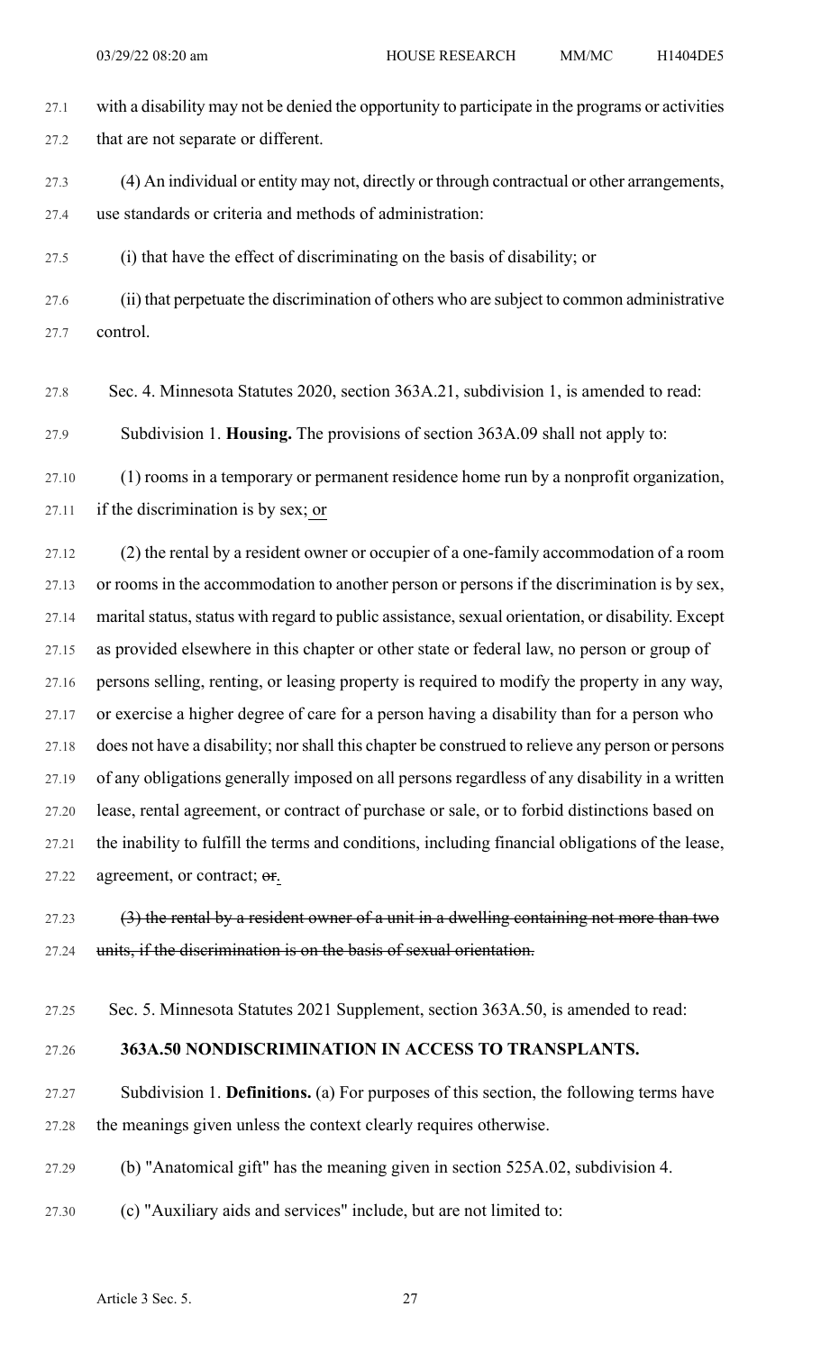with a disability may not be denied the opportunity to participate in the programs or activities that are not separate or different.

(4) An individual or entity may not, directly or through contractual or other arrangements, use standards or criteria and methods of administration:

(i) that have the effect of discriminating on the basis of disability; or

(ii) that perpetuate the discrimination of others who are subject to common administrative control.

Sec. 4. Minnesota Statutes 2020, section 363A.21, subdivision 1, is amended to read:

Subdivision 1. **Housing.** The provisions of section 363A.09 shall not apply to:

(1) rooms in a temporary or permanent residence home run by a nonprofit organization, if the discrimination is by sex; <u>or</u>

(2) the rental by a resident owner or occupier of a one-family accommodation of a room or rooms in the accommodation to another person or persons if the discrimination is by sex, marital status, status with regard to public assistance, sexual orientation, or disability. Except as provided elsewhere in this chapter or other state or federal law, no person or group of persons selling, renting, or leasing property is required to modify the property in any way, or exercise a higher degree of care for a person having a disability than for a person who does not have a disability; nor shall this chapter be construed to relieve any person or persons of any obligations generally imposed on all persons regardless of any disability in a written lease, rental agreement, or contract of purchase or sale, or to forbid distinctions based on the inability to fulfill the terms and conditions, including financial obligations of the lease, agreement, or contract; ~~or~~.

~~(3) the rental by a resident owner of a unit in a dwelling containing not more than two units, if the discrimination is on the basis of sexual orientation.~~

Sec. 5. Minnesota Statutes 2021 Supplement, section 363A.50, is amended to read:

**363A.50 NONDISCRIMINATION IN ACCESS TO TRANSPLANTS.**

Subdivision 1. **Definitions.** (a) For purposes of this section, the following terms have the meanings given unless the context clearly requires otherwise.

(b) "Anatomical gift" has the meaning given in section 525A.02, subdivision 4.

(c) "Auxiliary aids and services" include, but are not limited to: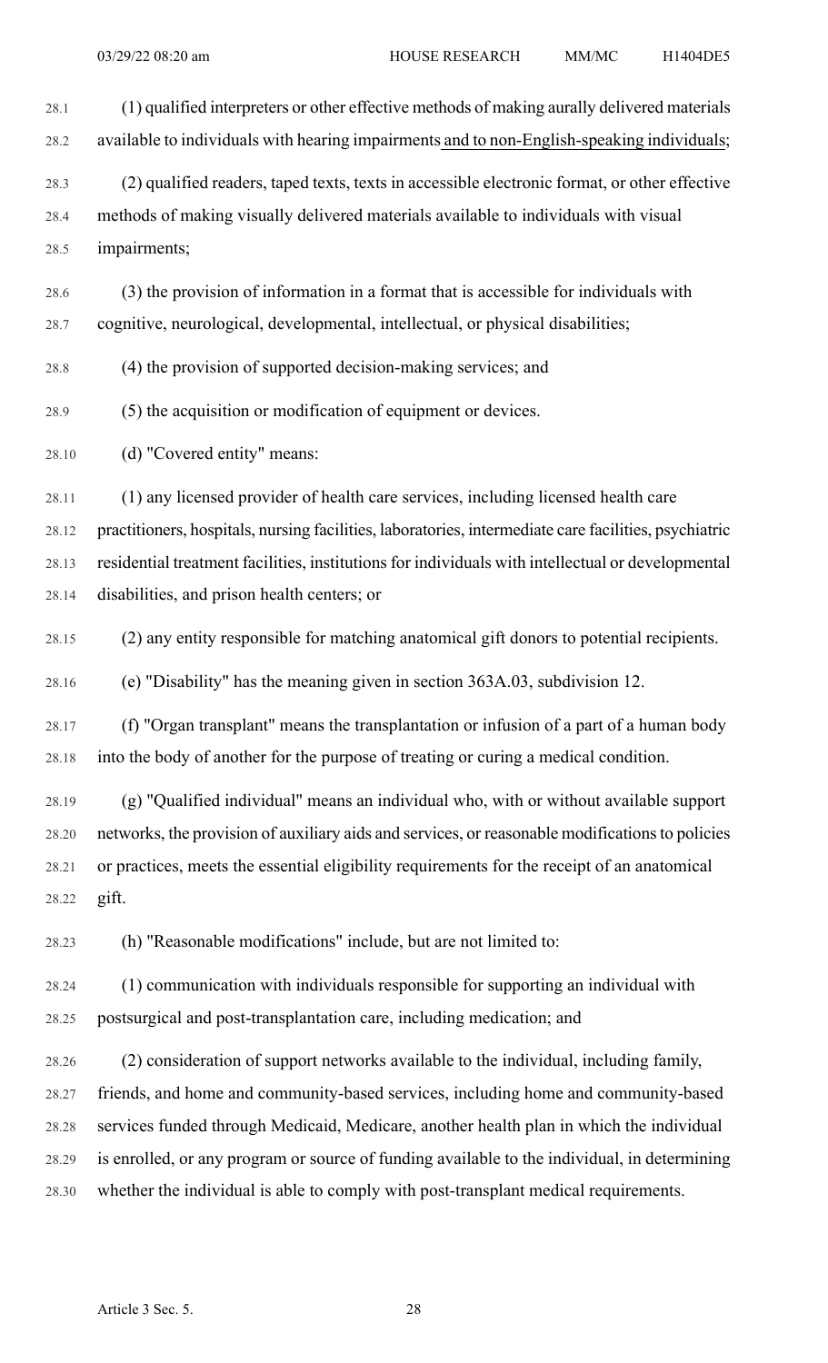(1) qualified interpreters or other effective methods of making aurally delivered materials available to individuals with hearing impairments and to non-English-speaking individuals;

(2) qualified readers, taped texts, texts in accessible electronic format, or other effective methods of making visually delivered materials available to individuals with visual impairments;

(3) the provision of information in a format that is accessible for individuals with cognitive, neurological, developmental, intellectual, or physical disabilities;

(4) the provision of supported decision-making services; and

(5) the acquisition or modification of equipment or devices.

(d) "Covered entity" means:

(1) any licensed provider of health care services, including licensed health care practitioners, hospitals, nursing facilities, laboratories, intermediate care facilities, psychiatric residential treatment facilities, institutions for individuals with intellectual or developmental disabilities, and prison health centers; or

(2) any entity responsible for matching anatomical gift donors to potential recipients.

(e) "Disability" has the meaning given in section 363A.03, subdivision 12.

(f) "Organ transplant" means the transplantation or infusion of a part of a human body into the body of another for the purpose of treating or curing a medical condition.

(g) "Qualified individual" means an individual who, with or without available support networks, the provision of auxiliary aids and services, or reasonable modifications to policies or practices, meets the essential eligibility requirements for the receipt of an anatomical gift.

(h) "Reasonable modifications" include, but are not limited to:

(1) communication with individuals responsible for supporting an individual with postsurgical and post-transplantation care, including medication; and

(2) consideration of support networks available to the individual, including family, friends, and home and community-based services, including home and community-based services funded through Medicaid, Medicare, another health plan in which the individual is enrolled, or any program or source of funding available to the individual, in determining whether the individual is able to comply with post-transplant medical requirements.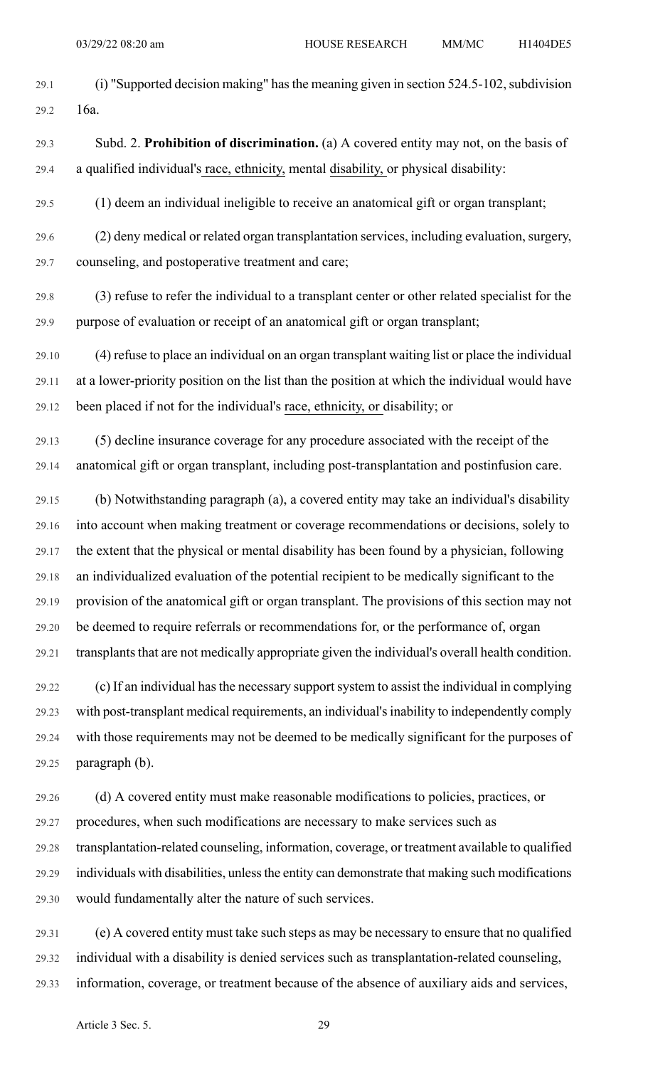(i) "Supported decision making" has the meaning given in section 524.5-102, subdivision 16a.

Subd. 2. **Prohibition of discrimination.** (a) A covered entity may not, on the basis of a qualified individual's race, ethnicity, mental disability, or physical disability:

(1) deem an individual ineligible to receive an anatomical gift or organ transplant;

(2) deny medical or related organ transplantation services, including evaluation, surgery, counseling, and postoperative treatment and care;

(3) refuse to refer the individual to a transplant center or other related specialist for the purpose of evaluation or receipt of an anatomical gift or organ transplant;

(4) refuse to place an individual on an organ transplant waiting list or place the individual at a lower-priority position on the list than the position at which the individual would have been placed if not for the individual's race, ethnicity, or disability; or

(5) decline insurance coverage for any procedure associated with the receipt of the anatomical gift or organ transplant, including post-transplantation and postinfusion care.

(b) Notwithstanding paragraph (a), a covered entity may take an individual's disability into account when making treatment or coverage recommendations or decisions, solely to the extent that the physical or mental disability has been found by a physician, following an individualized evaluation of the potential recipient to be medically significant to the provision of the anatomical gift or organ transplant. The provisions of this section may not be deemed to require referrals or recommendations for, or the performance of, organ transplants that are not medically appropriate given the individual's overall health condition.

(c) If an individual has the necessary support system to assist the individual in complying with post-transplant medical requirements, an individual's inability to independently comply with those requirements may not be deemed to be medically significant for the purposes of paragraph (b).

(d) A covered entity must make reasonable modifications to policies, practices, or procedures, when such modifications are necessary to make services such as transplantation-related counseling, information, coverage, or treatment available to qualified individuals with disabilities, unless the entity can demonstrate that making such modifications would fundamentally alter the nature of such services.

(e) A covered entity must take such steps as may be necessary to ensure that no qualified individual with a disability is denied services such as transplantation-related counseling, information, coverage, or treatment because of the absence of auxiliary aids and services,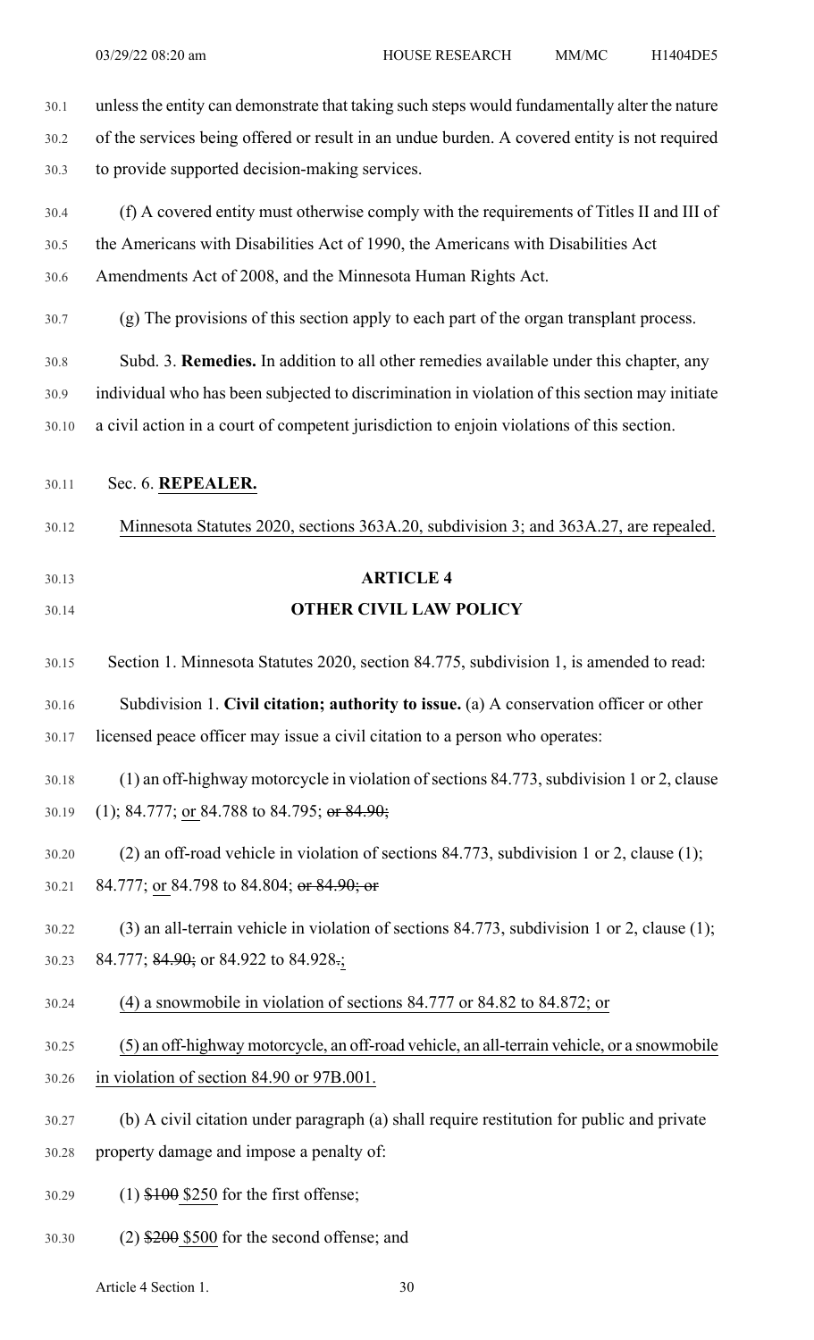unless the entity can demonstrate that taking such steps would fundamentally alter the nature of the services being offered or result in an undue burden. A covered entity is not required to provide supported decision-making services.

(f) A covered entity must otherwise comply with the requirements of Titles II and III of the Americans with Disabilities Act of 1990, the Americans with Disabilities Act Amendments Act of 2008, and the Minnesota Human Rights Act.

(g) The provisions of this section apply to each part of the organ transplant process.

Subd. 3. **Remedies.** In addition to all other remedies available under this chapter, any individual who has been subjected to discrimination in violation of this section may initiate a civil action in a court of competent jurisdiction to enjoin violations of this section.

Sec. 6. **REPEALER.**

Minnesota Statutes 2020, sections 363A.20, subdivision 3; and 363A.27, are repealed.

## ARTICLE 4

## OTHER CIVIL LAW POLICY

Section 1. Minnesota Statutes 2020, section 84.775, subdivision 1, is amended to read:

Subdivision 1. **Civil citation; authority to issue.** (a) A conservation officer or other licensed peace officer may issue a civil citation to a person who operates:

(1) an off-highway motorcycle in violation of sections 84.773, subdivision 1 or 2, clause (1); 84.777; or 84.788 to 84.795; ~~or 84.90;~~

(2) an off-road vehicle in violation of sections 84.773, subdivision 1 or 2, clause (1); 84.777; or 84.798 to 84.804; ~~or 84.90; or~~

(3) an all-terrain vehicle in violation of sections 84.773, subdivision 1 or 2, clause (1); 84.777; ~~84.90;~~ or 84.922 to 84.928~~.~~;

(4) a snowmobile in violation of sections 84.777 or 84.82 to 84.872; or

(5) an off-highway motorcycle, an off-road vehicle, an all-terrain vehicle, or a snowmobile in violation of section 84.90 or 97B.001.

(b) A civil citation under paragraph (a) shall require restitution for public and private property damage and impose a penalty of:

(1) ~~$100~~ $250 for the first offense;

(2) ~~$200~~ $500 for the second offense; and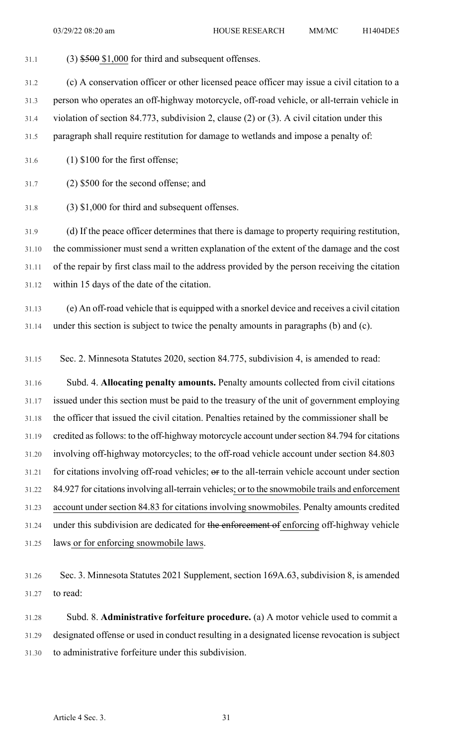(3) ~~$500~~ $1,000 for third and subsequent offenses.

(c) A conservation officer or other licensed peace officer may issue a civil citation to a person who operates an off-highway motorcycle, off-road vehicle, or all-terrain vehicle in violation of section 84.773, subdivision 2, clause (2) or (3). A civil citation under this paragraph shall require restitution for damage to wetlands and impose a penalty of:

(1) $100 for the first offense;

(2) $500 for the second offense; and

(3) $1,000 for third and subsequent offenses.

(d) If the peace officer determines that there is damage to property requiring restitution, the commissioner must send a written explanation of the extent of the damage and the cost of the repair by first class mail to the address provided by the person receiving the citation within 15 days of the date of the citation.

(e) An off-road vehicle that is equipped with a snorkel device and receives a civil citation under this section is subject to twice the penalty amounts in paragraphs (b) and (c).

Sec. 2. Minnesota Statutes 2020, section 84.775, subdivision 4, is amended to read:

Subd. 4. **Allocating penalty amounts.** Penalty amounts collected from civil citations issued under this section must be paid to the treasury of the unit of government employing the officer that issued the civil citation. Penalties retained by the commissioner shall be credited as follows: to the off-highway motorcycle account under section 84.794 for citations involving off-highway motorcycles; to the off-road vehicle account under section 84.803 for citations involving off-road vehicles; ~~or~~ to the all-terrain vehicle account under section 84.927 for citations involving all-terrain vehicles; or to the snowmobile trails and enforcement account under section 84.83 for citations involving snowmobiles. Penalty amounts credited under this subdivision are dedicated for ~~the enforcement of~~ enforcing off-highway vehicle laws or for enforcing snowmobile laws.

Sec. 3. Minnesota Statutes 2021 Supplement, section 169A.63, subdivision 8, is amended to read:

Subd. 8. **Administrative forfeiture procedure.** (a) A motor vehicle used to commit a designated offense or used in conduct resulting in a designated license revocation is subject to administrative forfeiture under this subdivision.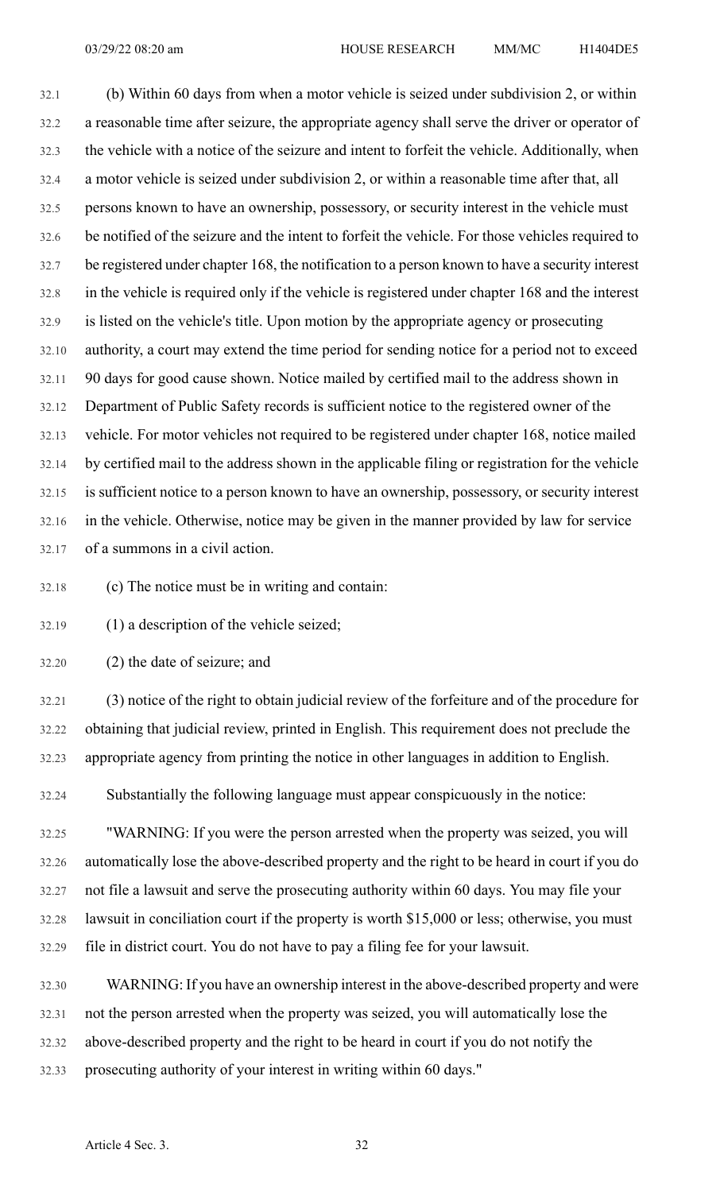(b) Within 60 days from when a motor vehicle is seized under subdivision 2, or within a reasonable time after seizure, the appropriate agency shall serve the driver or operator of the vehicle with a notice of the seizure and intent to forfeit the vehicle. Additionally, when a motor vehicle is seized under subdivision 2, or within a reasonable time after that, all persons known to have an ownership, possessory, or security interest in the vehicle must be notified of the seizure and the intent to forfeit the vehicle. For those vehicles required to be registered under chapter 168, the notification to a person known to have a security interest in the vehicle is required only if the vehicle is registered under chapter 168 and the interest is listed on the vehicle's title. Upon motion by the appropriate agency or prosecuting authority, a court may extend the time period for sending notice for a period not to exceed 90 days for good cause shown. Notice mailed by certified mail to the address shown in Department of Public Safety records is sufficient notice to the registered owner of the vehicle. For motor vehicles not required to be registered under chapter 168, notice mailed by certified mail to the address shown in the applicable filing or registration for the vehicle is sufficient notice to a person known to have an ownership, possessory, or security interest in the vehicle. Otherwise, notice may be given in the manner provided by law for service of a summons in a civil action.

(c) The notice must be in writing and contain:

(1) a description of the vehicle seized;

(2) the date of seizure; and

(3) notice of the right to obtain judicial review of the forfeiture and of the procedure for obtaining that judicial review, printed in English. This requirement does not preclude the appropriate agency from printing the notice in other languages in addition to English.

Substantially the following language must appear conspicuously in the notice:

"WARNING: If you were the person arrested when the property was seized, you will automatically lose the above-described property and the right to be heard in court if you do not file a lawsuit and serve the prosecuting authority within 60 days. You may file your lawsuit in conciliation court if the property is worth $15,000 or less; otherwise, you must file in district court. You do not have to pay a filing fee for your lawsuit.

WARNING: If you have an ownership interest in the above-described property and were not the person arrested when the property was seized, you will automatically lose the above-described property and the right to be heard in court if you do not notify the prosecuting authority of your interest in writing within 60 days."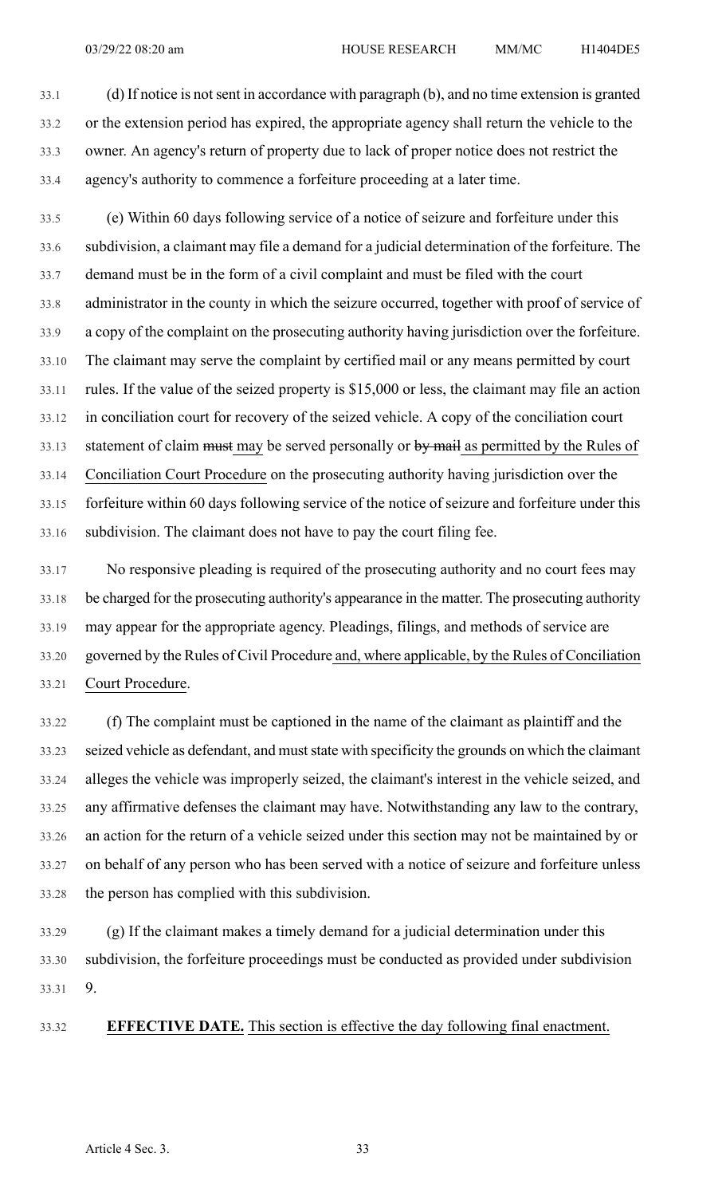(d) If notice is not sent in accordance with paragraph (b), and no time extension is granted or the extension period has expired, the appropriate agency shall return the vehicle to the owner. An agency's return of property due to lack of proper notice does not restrict the agency's authority to commence a forfeiture proceeding at a later time.

(e) Within 60 days following service of a notice of seizure and forfeiture under this subdivision, a claimant may file a demand for a judicial determination of the forfeiture. The demand must be in the form of a civil complaint and must be filed with the court administrator in the county in which the seizure occurred, together with proof of service of a copy of the complaint on the prosecuting authority having jurisdiction over the forfeiture. The claimant may serve the complaint by certified mail or any means permitted by court rules. If the value of the seized property is $15,000 or less, the claimant may file an action in conciliation court for recovery of the seized vehicle. A copy of the conciliation court statement of claim ~~must~~ may be served personally or ~~by mail~~ as permitted by the Rules of Conciliation Court Procedure on the prosecuting authority having jurisdiction over the forfeiture within 60 days following service of the notice of seizure and forfeiture under this subdivision. The claimant does not have to pay the court filing fee.

No responsive pleading is required of the prosecuting authority and no court fees may be charged for the prosecuting authority's appearance in the matter. The prosecuting authority may appear for the appropriate agency. Pleadings, filings, and methods of service are governed by the Rules of Civil Procedure and, where applicable, by the Rules of Conciliation Court Procedure.

(f) The complaint must be captioned in the name of the claimant as plaintiff and the seized vehicle as defendant, and must state with specificity the grounds on which the claimant alleges the vehicle was improperly seized, the claimant's interest in the vehicle seized, and any affirmative defenses the claimant may have. Notwithstanding any law to the contrary, an action for the return of a vehicle seized under this section may not be maintained by or on behalf of any person who has been served with a notice of seizure and forfeiture unless the person has complied with this subdivision.

(g) If the claimant makes a timely demand for a judicial determination under this subdivision, the forfeiture proceedings must be conducted as provided under subdivision 9.

**EFFECTIVE DATE.** This section is effective the day following final enactment.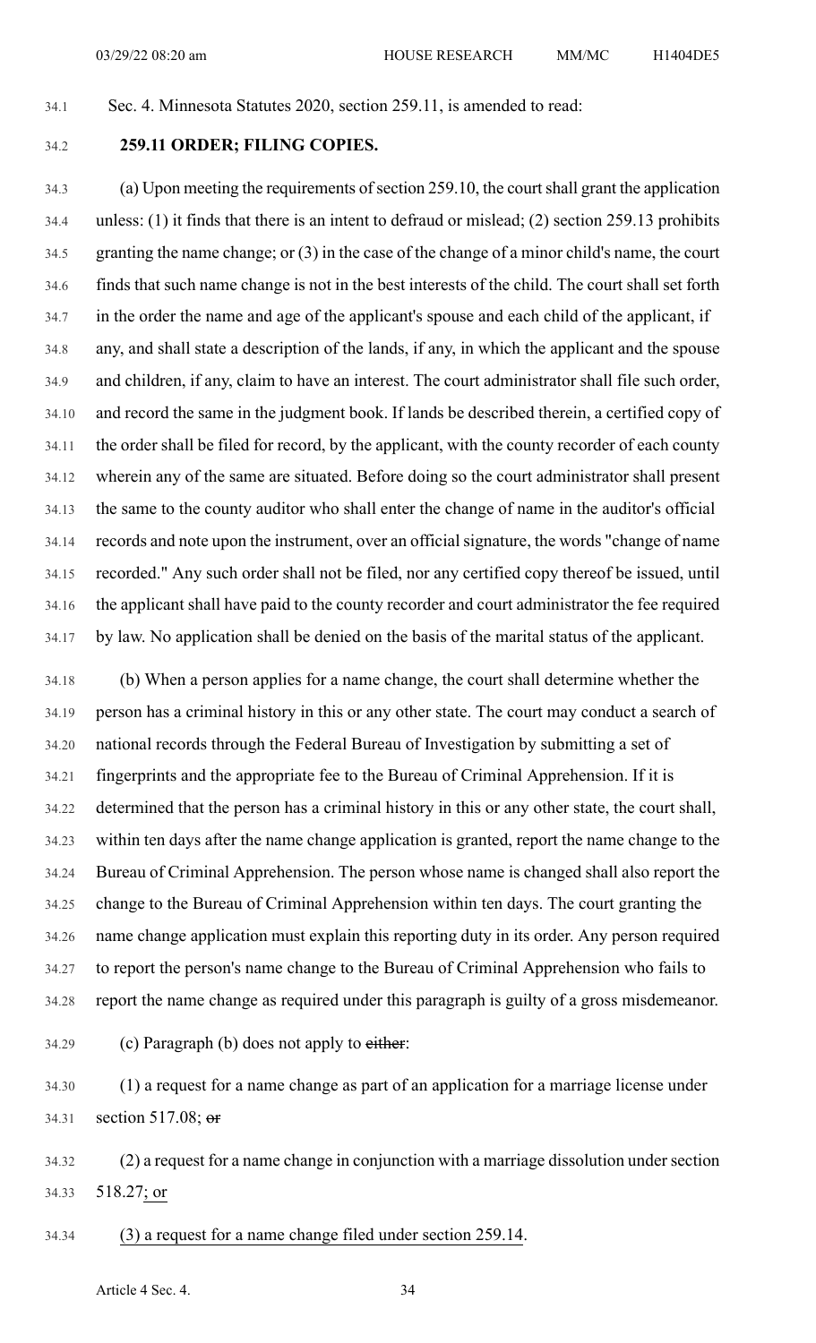Sec. 4. Minnesota Statutes 2020, section 259.11, is amended to read:

**259.11 ORDER; FILING COPIES.**

(a) Upon meeting the requirements of section 259.10, the court shall grant the application unless: (1) it finds that there is an intent to defraud or mislead; (2) section 259.13 prohibits granting the name change; or (3) in the case of the change of a minor child's name, the court finds that such name change is not in the best interests of the child. The court shall set forth in the order the name and age of the applicant's spouse and each child of the applicant, if any, and shall state a description of the lands, if any, in which the applicant and the spouse and children, if any, claim to have an interest. The court administrator shall file such order, and record the same in the judgment book. If lands be described therein, a certified copy of the order shall be filed for record, by the applicant, with the county recorder of each county wherein any of the same are situated. Before doing so the court administrator shall present the same to the county auditor who shall enter the change of name in the auditor's official records and note upon the instrument, over an official signature, the words "change of name recorded." Any such order shall not be filed, nor any certified copy thereof be issued, until the applicant shall have paid to the county recorder and court administrator the fee required by law. No application shall be denied on the basis of the marital status of the applicant.

(b) When a person applies for a name change, the court shall determine whether the person has a criminal history in this or any other state. The court may conduct a search of national records through the Federal Bureau of Investigation by submitting a set of fingerprints and the appropriate fee to the Bureau of Criminal Apprehension. If it is determined that the person has a criminal history in this or any other state, the court shall, within ten days after the name change application is granted, report the name change to the Bureau of Criminal Apprehension. The person whose name is changed shall also report the change to the Bureau of Criminal Apprehension within ten days. The court granting the name change application must explain this reporting duty in its order. Any person required to report the person's name change to the Bureau of Criminal Apprehension who fails to report the name change as required under this paragraph is guilty of a gross misdemeanor.

(c) Paragraph (b) does not apply to ~~either~~:

(1) a request for a name change as part of an application for a marriage license under section 517.08; ~~or~~

(2) a request for a name change in conjunction with a marriage dissolution under section 518.27; or

(3) a request for a name change filed under section 259.14.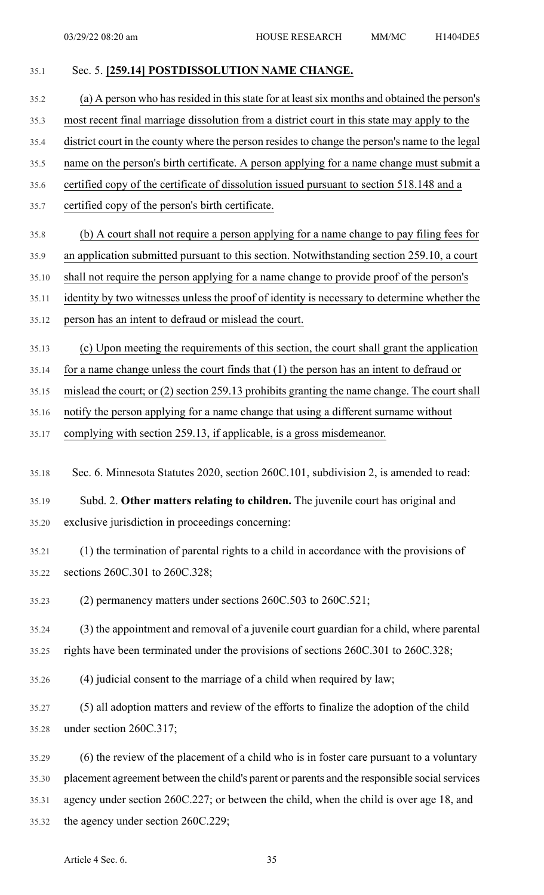Sec. 5. **[259.14] POSTDISSOLUTION NAME CHANGE.**

(a) A person who has resided in this state for at least six months and obtained the person's most recent final marriage dissolution from a district court in this state may apply to the district court in the county where the person resides to change the person's name to the legal name on the person's birth certificate. A person applying for a name change must submit a certified copy of the certificate of dissolution issued pursuant to section 518.148 and a certified copy of the person's birth certificate.

(b) A court shall not require a person applying for a name change to pay filing fees for an application submitted pursuant to this section. Notwithstanding section 259.10, a court shall not require the person applying for a name change to provide proof of the person's identity by two witnesses unless the proof of identity is necessary to determine whether the person has an intent to defraud or mislead the court.

(c) Upon meeting the requirements of this section, the court shall grant the application for a name change unless the court finds that (1) the person has an intent to defraud or mislead the court; or (2) section 259.13 prohibits granting the name change. The court shall notify the person applying for a name change that using a different surname without complying with section 259.13, if applicable, is a gross misdemeanor.

Sec. 6. Minnesota Statutes 2020, section 260C.101, subdivision 2, is amended to read:

Subd. 2. **Other matters relating to children.** The juvenile court has original and exclusive jurisdiction in proceedings concerning:

(1) the termination of parental rights to a child in accordance with the provisions of sections 260C.301 to 260C.328;

(2) permanency matters under sections 260C.503 to 260C.521;

(3) the appointment and removal of a juvenile court guardian for a child, where parental rights have been terminated under the provisions of sections 260C.301 to 260C.328;

(4) judicial consent to the marriage of a child when required by law;

(5) all adoption matters and review of the efforts to finalize the adoption of the child under section 260C.317;

(6) the review of the placement of a child who is in foster care pursuant to a voluntary placement agreement between the child's parent or parents and the responsible social services agency under section 260C.227; or between the child, when the child is over age 18, and the agency under section 260C.229;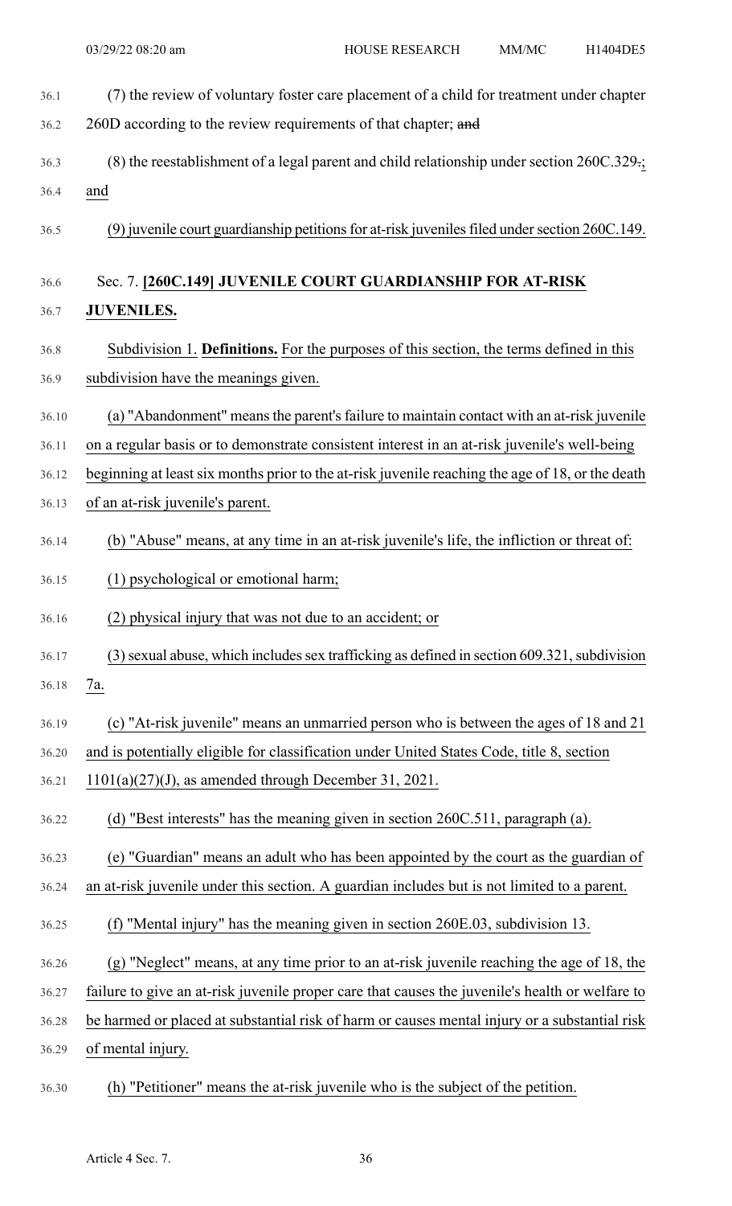(7) the review of voluntary foster care placement of a child for treatment under chapter 260D according to the review requirements of that chapter; ~~and~~

(8) the reestablishment of a legal parent and child relationship under section 260C.329~~.~~; and

(9) juvenile court guardianship petitions for at-risk juveniles filed under section 260C.149.

Sec. 7. **[260C.149] JUVENILE COURT GUARDIANSHIP FOR AT-RISK JUVENILES.**

Subdivision 1. **Definitions.** For the purposes of this section, the terms defined in this subdivision have the meanings given.

(a) "Abandonment" means the parent's failure to maintain contact with an at-risk juvenile on a regular basis or to demonstrate consistent interest in an at-risk juvenile's well-being beginning at least six months prior to the at-risk juvenile reaching the age of 18, or the death of an at-risk juvenile's parent.

(b) "Abuse" means, at any time in an at-risk juvenile's life, the infliction or threat of:

(1) psychological or emotional harm;

(2) physical injury that was not due to an accident; or

(3) sexual abuse, which includes sex trafficking as defined in section 609.321, subdivision 7a.

(c) "At-risk juvenile" means an unmarried person who is between the ages of 18 and 21 and is potentially eligible for classification under United States Code, title 8, section 1101(a)(27)(J), as amended through December 31, 2021.

(d) "Best interests" has the meaning given in section 260C.511, paragraph (a).

(e) "Guardian" means an adult who has been appointed by the court as the guardian of an at-risk juvenile under this section. A guardian includes but is not limited to a parent.

(f) "Mental injury" has the meaning given in section 260E.03, subdivision 13.

(g) "Neglect" means, at any time prior to an at-risk juvenile reaching the age of 18, the failure to give an at-risk juvenile proper care that causes the juvenile's health or welfare to be harmed or placed at substantial risk of harm or causes mental injury or a substantial risk of mental injury.

(h) "Petitioner" means the at-risk juvenile who is the subject of the petition.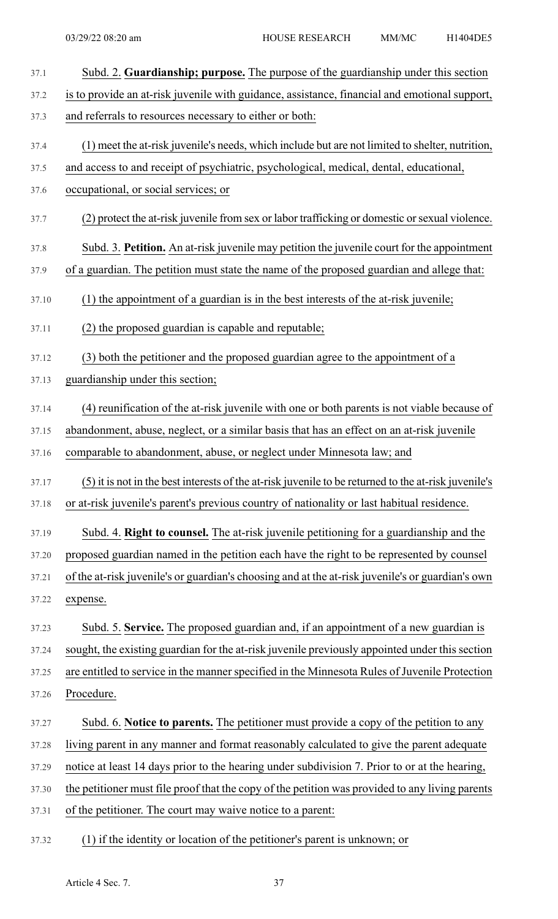Subd. 2. **Guardianship; purpose.** The purpose of the guardianship under this section is to provide an at-risk juvenile with guidance, assistance, financial and emotional support, and referrals to resources necessary to either or both:

(1) meet the at-risk juvenile's needs, which include but are not limited to shelter, nutrition, and access to and receipt of psychiatric, psychological, medical, dental, educational, occupational, or social services; or

(2) protect the at-risk juvenile from sex or labor trafficking or domestic or sexual violence.

Subd. 3. **Petition.** An at-risk juvenile may petition the juvenile court for the appointment of a guardian. The petition must state the name of the proposed guardian and allege that:

(1) the appointment of a guardian is in the best interests of the at-risk juvenile;

(2) the proposed guardian is capable and reputable;

(3) both the petitioner and the proposed guardian agree to the appointment of a guardianship under this section;

(4) reunification of the at-risk juvenile with one or both parents is not viable because of abandonment, abuse, neglect, or a similar basis that has an effect on an at-risk juvenile comparable to abandonment, abuse, or neglect under Minnesota law; and

(5) it is not in the best interests of the at-risk juvenile to be returned to the at-risk juvenile's or at-risk juvenile's parent's previous country of nationality or last habitual residence.

Subd. 4. **Right to counsel.** The at-risk juvenile petitioning for a guardianship and the proposed guardian named in the petition each have the right to be represented by counsel of the at-risk juvenile's or guardian's choosing and at the at-risk juvenile's or guardian's own expense.

Subd. 5. **Service.** The proposed guardian and, if an appointment of a new guardian is sought, the existing guardian for the at-risk juvenile previously appointed under this section are entitled to service in the manner specified in the Minnesota Rules of Juvenile Protection Procedure.

Subd. 6. **Notice to parents.** The petitioner must provide a copy of the petition to any living parent in any manner and format reasonably calculated to give the parent adequate notice at least 14 days prior to the hearing under subdivision 7. Prior to or at the hearing, the petitioner must file proof that the copy of the petition was provided to any living parents of the petitioner. The court may waive notice to a parent:

(1) if the identity or location of the petitioner's parent is unknown; or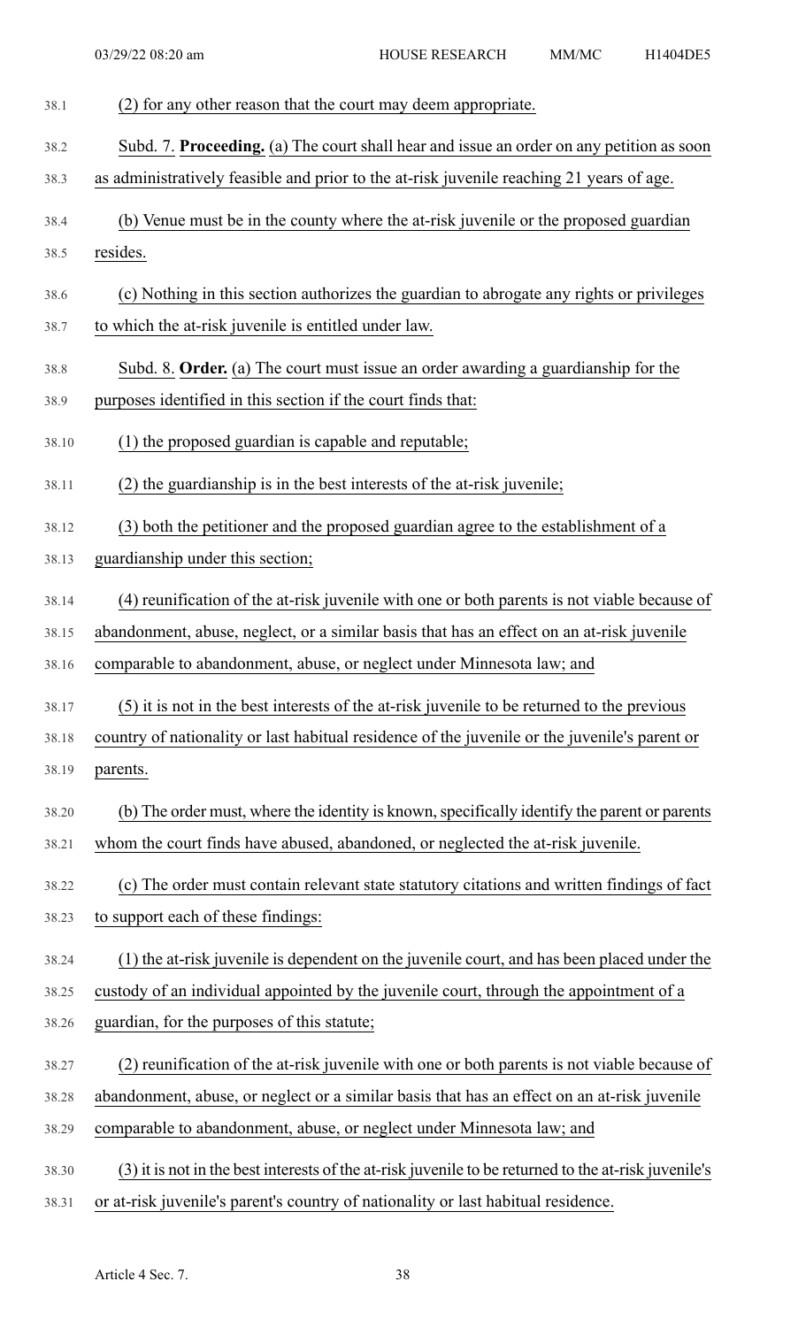(2) for any other reason that the court may deem appropriate.

Subd. 7. **Proceeding.** (a) The court shall hear and issue an order on any petition as soon as administratively feasible and prior to the at-risk juvenile reaching 21 years of age.

(b) Venue must be in the county where the at-risk juvenile or the proposed guardian resides.

(c) Nothing in this section authorizes the guardian to abrogate any rights or privileges to which the at-risk juvenile is entitled under law.

Subd. 8. **Order.** (a) The court must issue an order awarding a guardianship for the purposes identified in this section if the court finds that:

(1) the proposed guardian is capable and reputable;

(2) the guardianship is in the best interests of the at-risk juvenile;

(3) both the petitioner and the proposed guardian agree to the establishment of a guardianship under this section;

(4) reunification of the at-risk juvenile with one or both parents is not viable because of abandonment, abuse, neglect, or a similar basis that has an effect on an at-risk juvenile comparable to abandonment, abuse, or neglect under Minnesota law; and

(5) it is not in the best interests of the at-risk juvenile to be returned to the previous country of nationality or last habitual residence of the juvenile or the juvenile's parent or parents.

(b) The order must, where the identity is known, specifically identify the parent or parents whom the court finds have abused, abandoned, or neglected the at-risk juvenile.

(c) The order must contain relevant state statutory citations and written findings of fact to support each of these findings:

(1) the at-risk juvenile is dependent on the juvenile court, and has been placed under the custody of an individual appointed by the juvenile court, through the appointment of a guardian, for the purposes of this statute;

(2) reunification of the at-risk juvenile with one or both parents is not viable because of abandonment, abuse, or neglect or a similar basis that has an effect on an at-risk juvenile comparable to abandonment, abuse, or neglect under Minnesota law; and

(3) it is not in the best interests of the at-risk juvenile to be returned to the at-risk juvenile's or at-risk juvenile's parent's country of nationality or last habitual residence.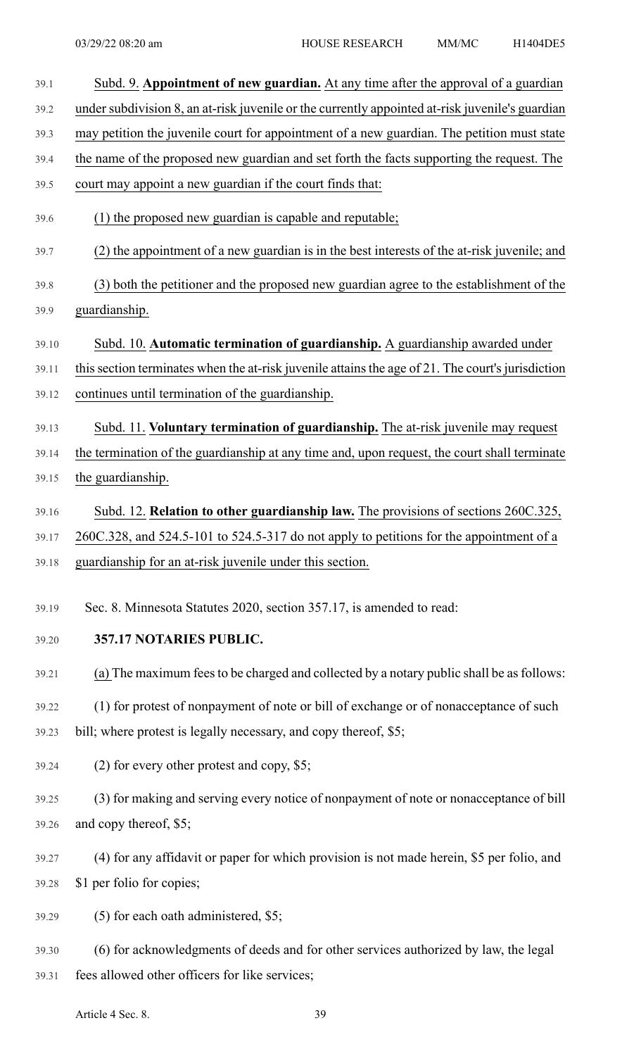Subd. 9. **Appointment of new guardian.** At any time after the approval of a guardian under subdivision 8, an at-risk juvenile or the currently appointed at-risk juvenile's guardian may petition the juvenile court for appointment of a new guardian. The petition must state the name of the proposed new guardian and set forth the facts supporting the request. The court may appoint a new guardian if the court finds that:

(1) the proposed new guardian is capable and reputable;

(2) the appointment of a new guardian is in the best interests of the at-risk juvenile; and

(3) both the petitioner and the proposed new guardian agree to the establishment of the guardianship.

Subd. 10. **Automatic termination of guardianship.** A guardianship awarded under this section terminates when the at-risk juvenile attains the age of 21. The court's jurisdiction continues until termination of the guardianship.

Subd. 11. **Voluntary termination of guardianship.** The at-risk juvenile may request the termination of the guardianship at any time and, upon request, the court shall terminate the guardianship.

Subd. 12. **Relation to other guardianship law.** The provisions of sections 260C.325, 260C.328, and 524.5-101 to 524.5-317 do not apply to petitions for the appointment of a guardianship for an at-risk juvenile under this section.

Sec. 8. Minnesota Statutes 2020, section 357.17, is amended to read:

**357.17 NOTARIES PUBLIC.**

(a) The maximum fees to be charged and collected by a notary public shall be as follows:

(1) for protest of nonpayment of note or bill of exchange or of nonacceptance of such bill; where protest is legally necessary, and copy thereof, $5;

(2) for every other protest and copy, $5;

(3) for making and serving every notice of nonpayment of note or nonacceptance of bill and copy thereof, $5;

(4) for any affidavit or paper for which provision is not made herein, $5 per folio, and $1 per folio for copies;

(5) for each oath administered, $5;

(6) for acknowledgments of deeds and for other services authorized by law, the legal fees allowed other officers for like services;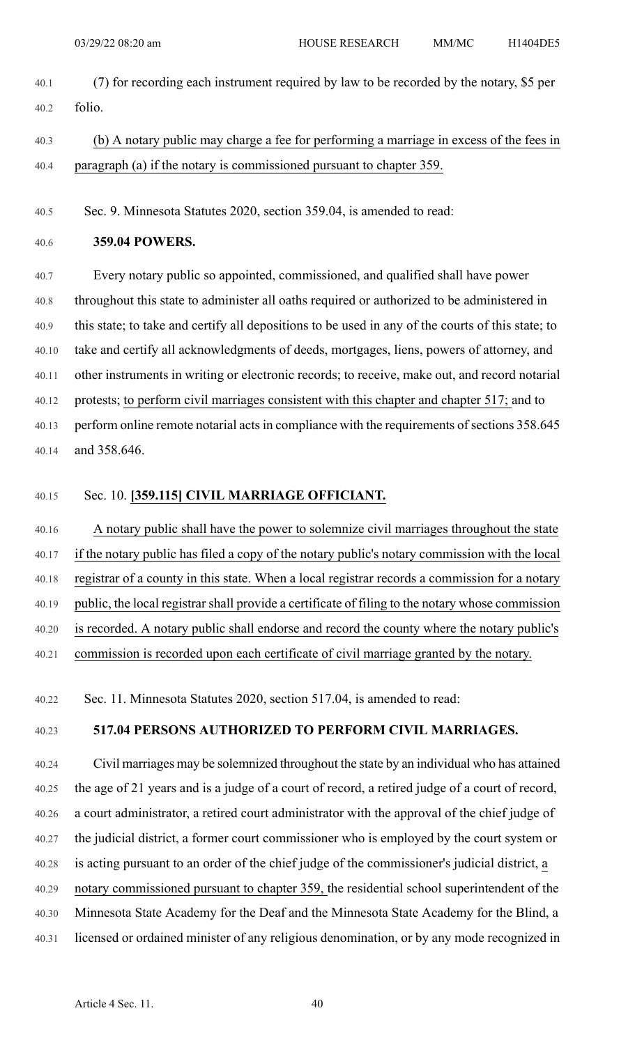(7) for recording each instrument required by law to be recorded by the notary, $5 per folio.

(b) A notary public may charge a fee for performing a marriage in excess of the fees in paragraph (a) if the notary is commissioned pursuant to chapter 359.

Sec. 9. Minnesota Statutes 2020, section 359.04, is amended to read:

**359.04 POWERS.**

Every notary public so appointed, commissioned, and qualified shall have power throughout this state to administer all oaths required or authorized to be administered in this state; to take and certify all depositions to be used in any of the courts of this state; to take and certify all acknowledgments of deeds, mortgages, liens, powers of attorney, and other instruments in writing or electronic records; to receive, make out, and record notarial protests; to perform civil marriages consistent with this chapter and chapter 517; and to perform online remote notarial acts in compliance with the requirements of sections 358.645 and 358.646.

Sec. 10. **[359.115] CIVIL MARRIAGE OFFICIANT.**

A notary public shall have the power to solemnize civil marriages throughout the state if the notary public has filed a copy of the notary public's notary commission with the local registrar of a county in this state. When a local registrar records a commission for a notary public, the local registrar shall provide a certificate of filing to the notary whose commission is recorded. A notary public shall endorse and record the county where the notary public's commission is recorded upon each certificate of civil marriage granted by the notary.

Sec. 11. Minnesota Statutes 2020, section 517.04, is amended to read:

**517.04 PERSONS AUTHORIZED TO PERFORM CIVIL MARRIAGES.**

Civil marriages may be solemnized throughout the state by an individual who has attained the age of 21 years and is a judge of a court of record, a retired judge of a court of record, a court administrator, a retired court administrator with the approval of the chief judge of the judicial district, a former court commissioner who is employed by the court system or is acting pursuant to an order of the chief judge of the commissioner's judicial district, a notary commissioned pursuant to chapter 359, the residential school superintendent of the Minnesota State Academy for the Deaf and the Minnesota State Academy for the Blind, a licensed or ordained minister of any religious denomination, or by any mode recognized in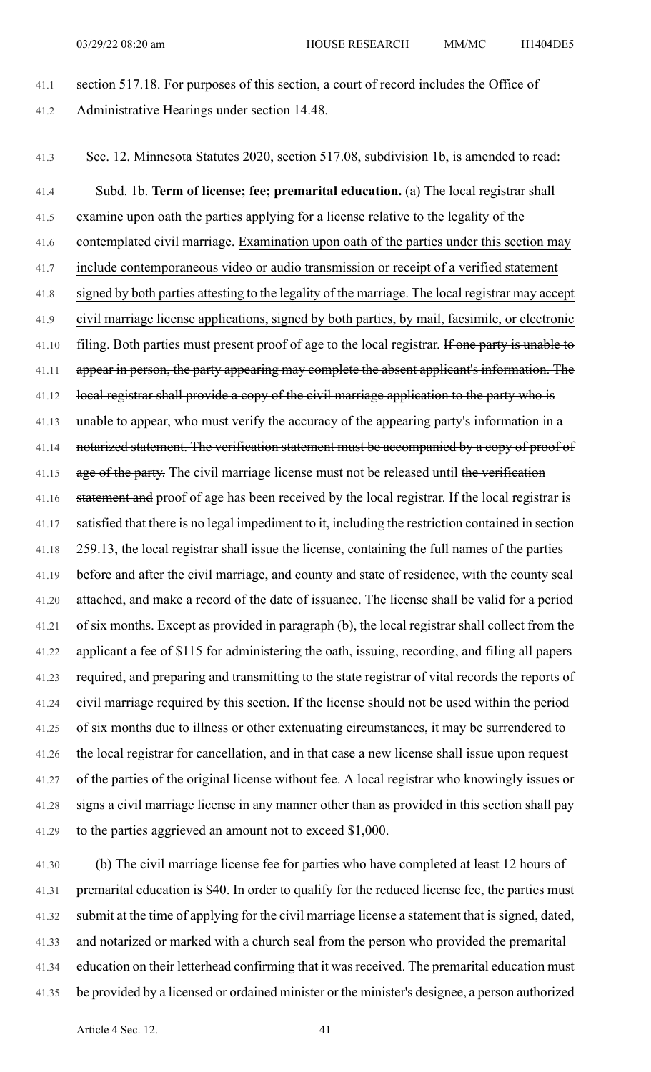section 517.18. For purposes of this section, a court of record includes the Office of Administrative Hearings under section 14.48.

Sec. 12. Minnesota Statutes 2020, section 517.08, subdivision 1b, is amended to read:

Subd. 1b. **Term of license; fee; premarital education.** (a) The local registrar shall examine upon oath the parties applying for a license relative to the legality of the contemplated civil marriage. Examination upon oath of the parties under this section may include contemporaneous video or audio transmission or receipt of a verified statement signed by both parties attesting to the legality of the marriage. The local registrar may accept civil marriage license applications, signed by both parties, by mail, facsimile, or electronic filing. Both parties must present proof of age to the local registrar. ~~If one party is unable to appear in person, the party appearing may complete the absent applicant's information. The local registrar shall provide a copy of the civil marriage application to the party who is unable to appear, who must verify the accuracy of the appearing party's information in a notarized statement. The verification statement must be accompanied by a copy of proof of age of the party.~~ The civil marriage license must not be released until ~~the verification statement and~~ proof of age has been received by the local registrar. If the local registrar is satisfied that there is no legal impediment to it, including the restriction contained in section 259.13, the local registrar shall issue the license, containing the full names of the parties before and after the civil marriage, and county and state of residence, with the county seal attached, and make a record of the date of issuance. The license shall be valid for a period of six months. Except as provided in paragraph (b), the local registrar shall collect from the applicant a fee of $115 for administering the oath, issuing, recording, and filing all papers required, and preparing and transmitting to the state registrar of vital records the reports of civil marriage required by this section. If the license should not be used within the period of six months due to illness or other extenuating circumstances, it may be surrendered to the local registrar for cancellation, and in that case a new license shall issue upon request of the parties of the original license without fee. A local registrar who knowingly issues or signs a civil marriage license in any manner other than as provided in this section shall pay to the parties aggrieved an amount not to exceed $1,000.

(b) The civil marriage license fee for parties who have completed at least 12 hours of premarital education is $40. In order to qualify for the reduced license fee, the parties must submit at the time of applying for the civil marriage license a statement that is signed, dated, and notarized or marked with a church seal from the person who provided the premarital education on their letterhead confirming that it was received. The premarital education must be provided by a licensed or ordained minister or the minister's designee, a person authorized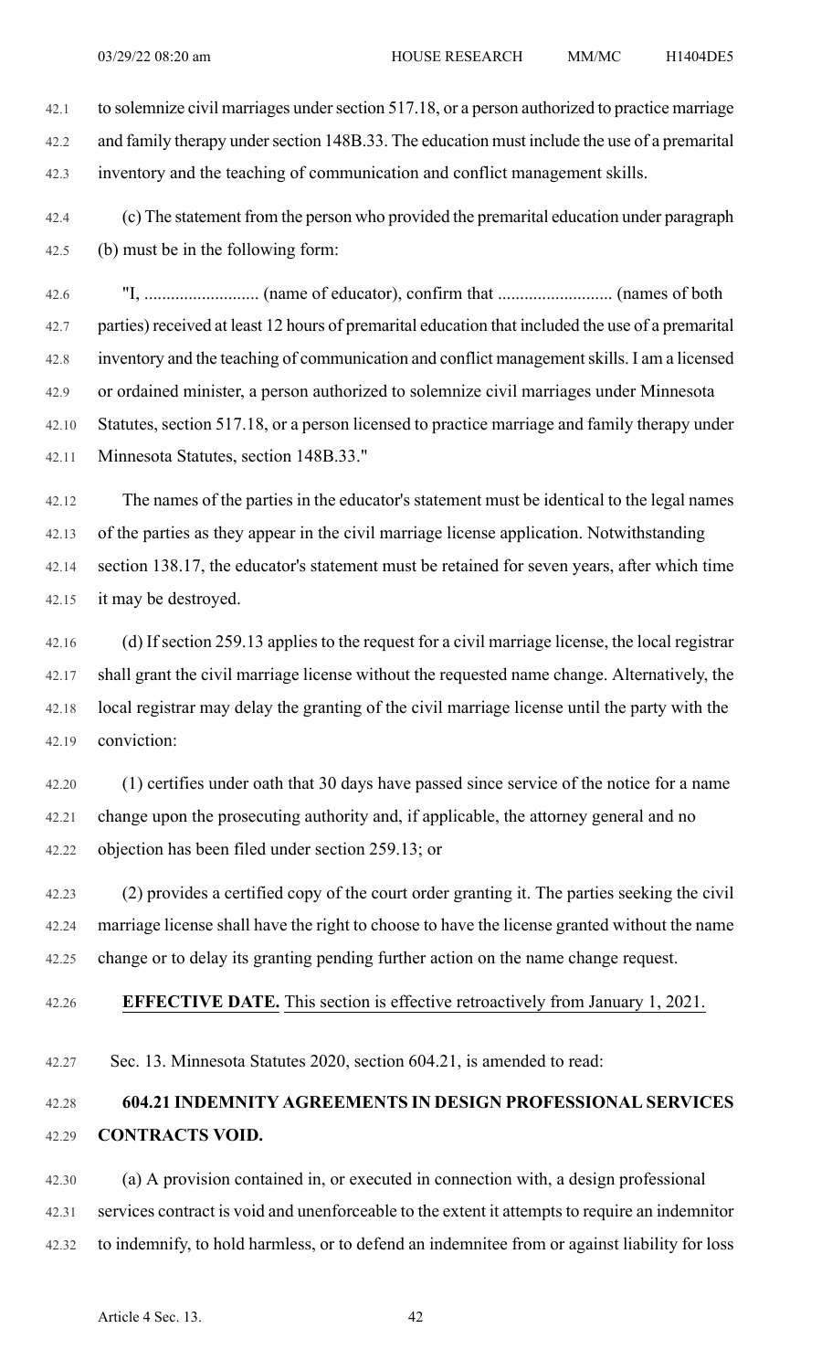to solemnize civil marriages under section 517.18, or a person authorized to practice marriage and family therapy under section 148B.33. The education must include the use of a premarital inventory and the teaching of communication and conflict management skills.

(c) The statement from the person who provided the premarital education under paragraph (b) must be in the following form:

"I, .......................... (name of educator), confirm that .......................... (names of both parties) received at least 12 hours of premarital education that included the use of a premarital inventory and the teaching of communication and conflict management skills. I am a licensed or ordained minister, a person authorized to solemnize civil marriages under Minnesota Statutes, section 517.18, or a person licensed to practice marriage and family therapy under Minnesota Statutes, section 148B.33."

The names of the parties in the educator's statement must be identical to the legal names of the parties as they appear in the civil marriage license application. Notwithstanding section 138.17, the educator's statement must be retained for seven years, after which time it may be destroyed.

(d) If section 259.13 applies to the request for a civil marriage license, the local registrar shall grant the civil marriage license without the requested name change. Alternatively, the local registrar may delay the granting of the civil marriage license until the party with the conviction:

(1) certifies under oath that 30 days have passed since service of the notice for a name change upon the prosecuting authority and, if applicable, the attorney general and no objection has been filed under section 259.13; or

(2) provides a certified copy of the court order granting it. The parties seeking the civil marriage license shall have the right to choose to have the license granted without the name change or to delay its granting pending further action on the name change request.

**EFFECTIVE DATE.** This section is effective retroactively from January 1, 2021.

Sec. 13. Minnesota Statutes 2020, section 604.21, is amended to read:

**604.21 INDEMNITY AGREEMENTS IN DESIGN PROFESSIONAL SERVICES CONTRACTS VOID.**

(a) A provision contained in, or executed in connection with, a design professional services contract is void and unenforceable to the extent it attempts to require an indemnitor to indemnify, to hold harmless, or to defend an indemnitee from or against liability for loss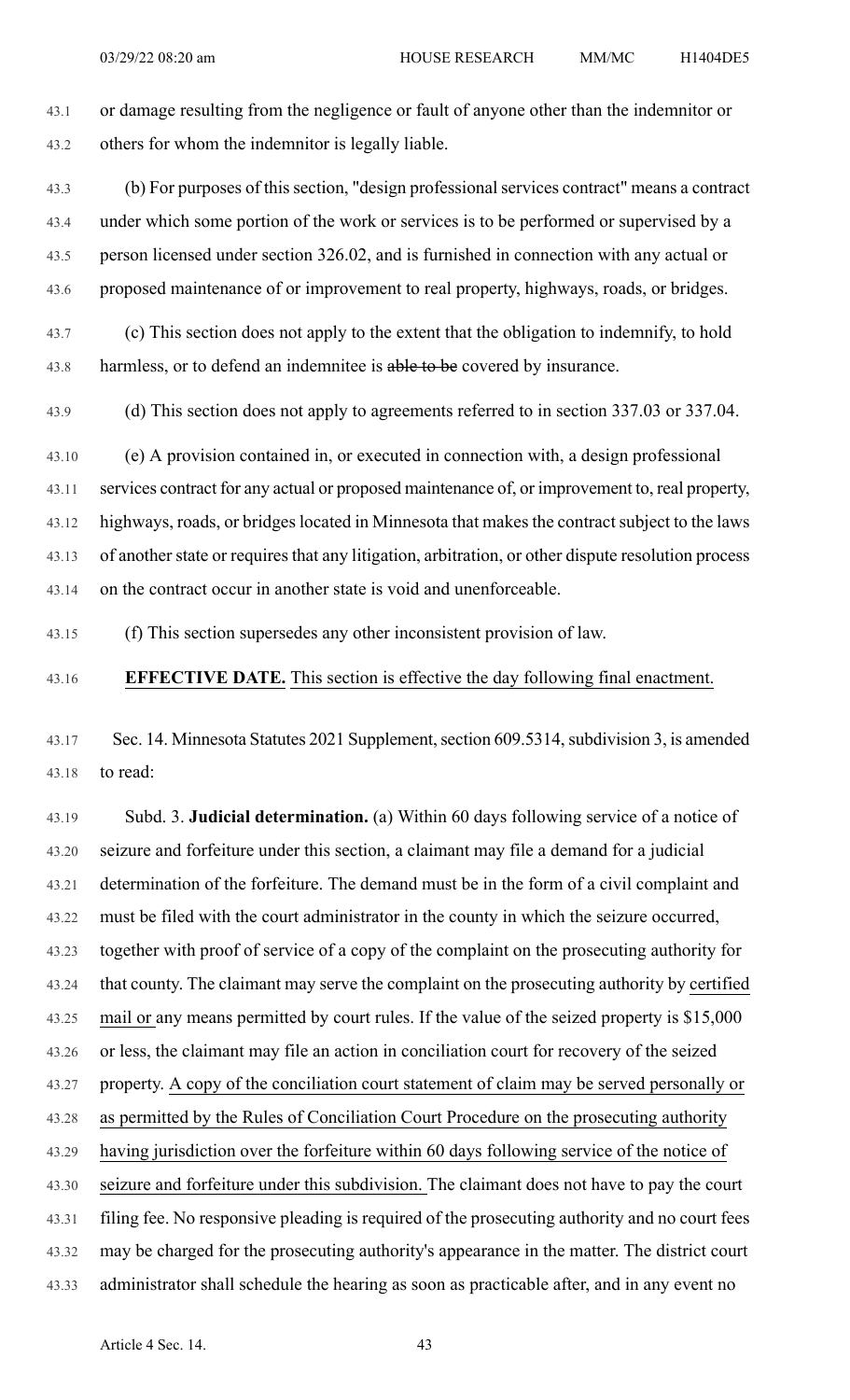or damage resulting from the negligence or fault of anyone other than the indemnitor or others for whom the indemnitor is legally liable.

(b) For purposes of this section, "design professional services contract" means a contract under which some portion of the work or services is to be performed or supervised by a person licensed under section 326.02, and is furnished in connection with any actual or proposed maintenance of or improvement to real property, highways, roads, or bridges.

(c) This section does not apply to the extent that the obligation to indemnify, to hold harmless, or to defend an indemnitee is ~~able to be~~ covered by insurance.

(d) This section does not apply to agreements referred to in section 337.03 or 337.04.

(e) A provision contained in, or executed in connection with, a design professional services contract for any actual or proposed maintenance of, or improvement to, real property, highways, roads, or bridges located in Minnesota that makes the contract subject to the laws of another state or requires that any litigation, arbitration, or other dispute resolution process on the contract occur in another state is void and unenforceable.

(f) This section supersedes any other inconsistent provision of law.

**EFFECTIVE DATE.** This section is effective the day following final enactment.

Sec. 14. Minnesota Statutes 2021 Supplement, section 609.5314, subdivision 3, is amended to read:

Subd. 3. **Judicial determination.** (a) Within 60 days following service of a notice of seizure and forfeiture under this section, a claimant may file a demand for a judicial determination of the forfeiture. The demand must be in the form of a civil complaint and must be filed with the court administrator in the county in which the seizure occurred, together with proof of service of a copy of the complaint on the prosecuting authority for that county. The claimant may serve the complaint on the prosecuting authority by certified mail or any means permitted by court rules. If the value of the seized property is $15,000 or less, the claimant may file an action in conciliation court for recovery of the seized property. A copy of the conciliation court statement of claim may be served personally or as permitted by the Rules of Conciliation Court Procedure on the prosecuting authority having jurisdiction over the forfeiture within 60 days following service of the notice of seizure and forfeiture under this subdivision. The claimant does not have to pay the court filing fee. No responsive pleading is required of the prosecuting authority and no court fees may be charged for the prosecuting authority's appearance in the matter. The district court administrator shall schedule the hearing as soon as practicable after, and in any event no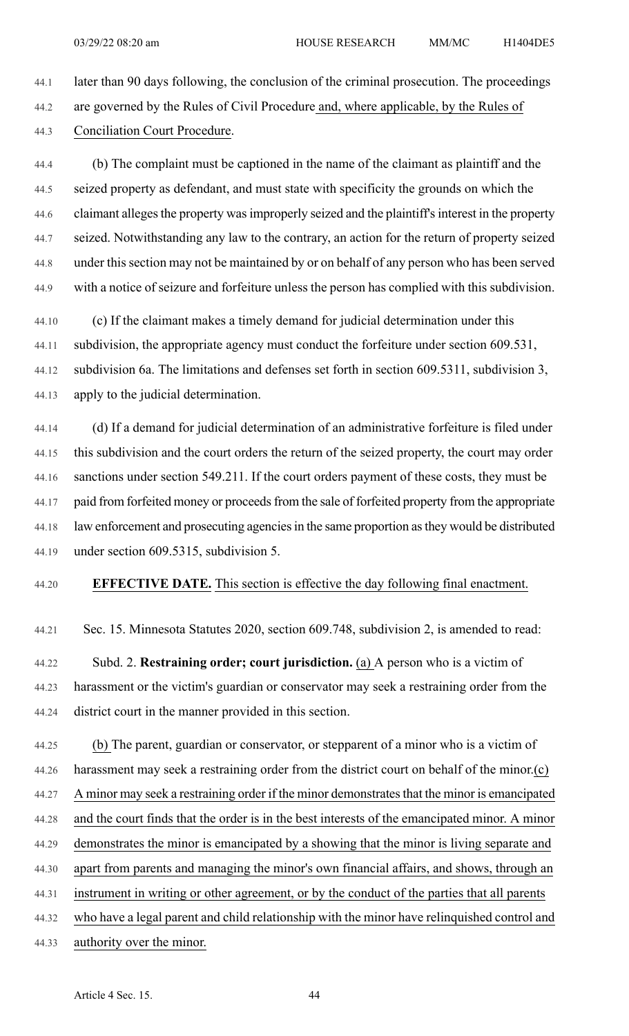later than 90 days following, the conclusion of the criminal prosecution. The proceedings are governed by the Rules of Civil Procedure and, where applicable, by the Rules of Conciliation Court Procedure.

(b) The complaint must be captioned in the name of the claimant as plaintiff and the seized property as defendant, and must state with specificity the grounds on which the claimant alleges the property was improperly seized and the plaintiff's interest in the property seized. Notwithstanding any law to the contrary, an action for the return of property seized under this section may not be maintained by or on behalf of any person who has been served with a notice of seizure and forfeiture unless the person has complied with this subdivision.

(c) If the claimant makes a timely demand for judicial determination under this subdivision, the appropriate agency must conduct the forfeiture under section 609.531, subdivision 6a. The limitations and defenses set forth in section 609.5311, subdivision 3, apply to the judicial determination.

(d) If a demand for judicial determination of an administrative forfeiture is filed under this subdivision and the court orders the return of the seized property, the court may order sanctions under section 549.211. If the court orders payment of these costs, they must be paid from forfeited money or proceeds from the sale of forfeited property from the appropriate law enforcement and prosecuting agencies in the same proportion as they would be distributed under section 609.5315, subdivision 5.

**EFFECTIVE DATE.** This section is effective the day following final enactment.

Sec. 15. Minnesota Statutes 2020, section 609.748, subdivision 2, is amended to read:

Subd. 2. **Restraining order; court jurisdiction.** (a) A person who is a victim of harassment or the victim's guardian or conservator may seek a restraining order from the district court in the manner provided in this section.

(b) The parent, guardian or conservator, or stepparent of a minor who is a victim of harassment may seek a restraining order from the district court on behalf of the minor.

(c) A minor may seek a restraining order if the minor demonstrates that the minor is emancipated and the court finds that the order is in the best interests of the emancipated minor. A minor demonstrates the minor is emancipated by a showing that the minor is living separate and apart from parents and managing the minor's own financial affairs, and shows, through an instrument in writing or other agreement, or by the conduct of the parties that all parents who have a legal parent and child relationship with the minor have relinquished control and authority over the minor.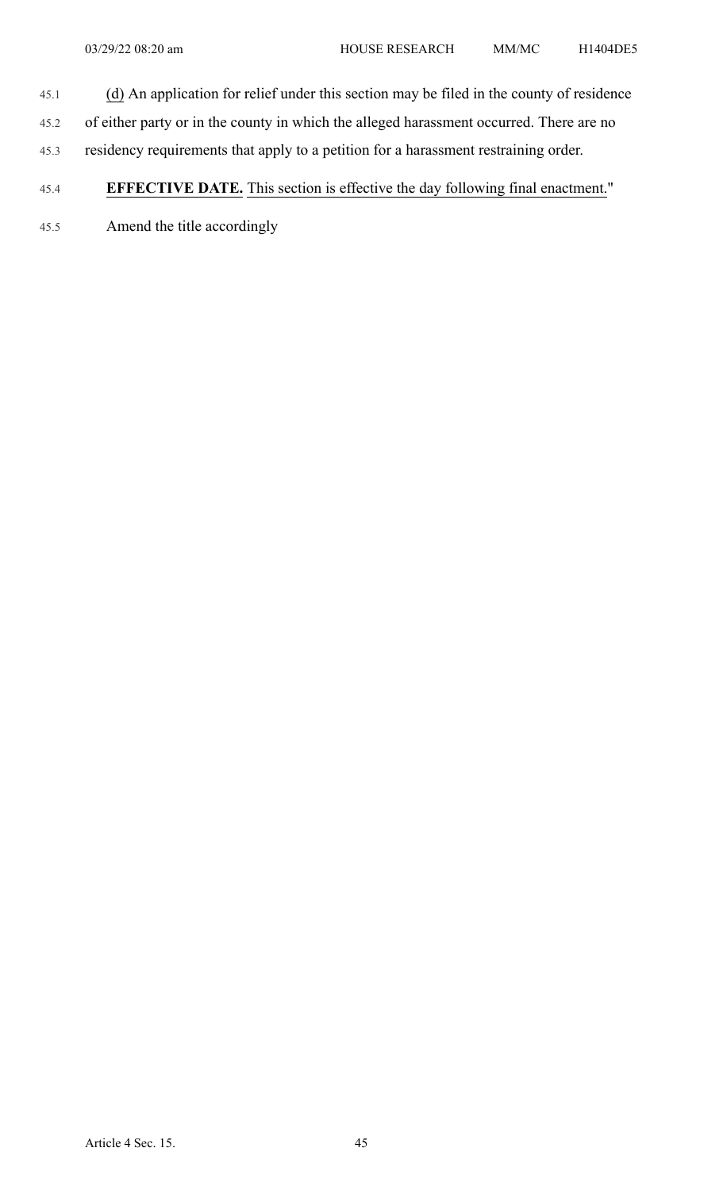(d) An application for relief under this section may be filed in the county of residence of either party or in the county in which the alleged harassment occurred. There are no residency requirements that apply to a petition for a harassment restraining order.

**EFFECTIVE DATE.** This section is effective the day following final enactment."

Amend the title accordingly